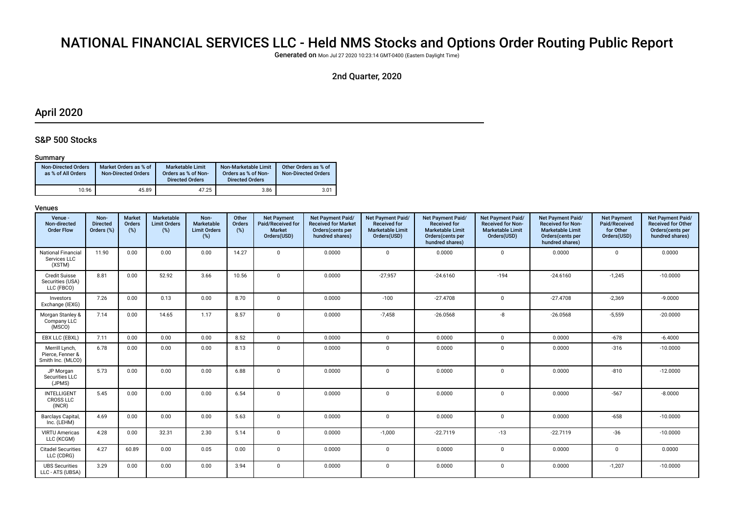# NATIONAL FINANCIAL SERVICES LLC - Held NMS Stocks and Options Order Routing Public Report

**Generated on** Mon Jul 27 2020 10:23:14 GMT-0400 (Eastern Daylight Time)

2nd Quarter, 2020

## April 2020

### S&P 500 Stocks

#### Summary

| Non-Directed Orders as % of All Orders | Market Orders as % of Non-Directed Orders | Marketable Limit Orders as % of Non-Directed Orders | Non-Marketable Limit Orders as % of Non-Directed Orders | Other Orders as % of Non-Directed Orders |
|---|---|---|---|---|
| 10.96 | 45.89 | 47.25 | 3.86 | 3.01 |

#### Venues

| Venue - Non-directed Order Flow | Non-Directed Orders (%) | Market Orders (%) | Marketable Limit Orders (%) | Non-Marketable Limit Orders (%) | Other Orders (%) | Net Payment Paid/Received for Market Orders(USD) | Net Payment Paid/ Received for Market Orders(cents per hundred shares) | Net Payment Paid/ Received for Marketable Limit Orders(USD) | Net Payment Paid/ Received for Marketable Limit Orders(cents per hundred shares) | Net Payment Paid/ Received for Non-Marketable Limit Orders(USD) | Net Payment Paid/ Received for Non-Marketable Limit Orders(cents per hundred shares) | Net Payment Paid/Received for Other Orders(USD) | Net Payment Paid/ Received for Other Orders(cents per hundred shares) |
|---|---|---|---|---|---|---|---|---|---|---|---|---|---|
| National Financial Services LLC (XSTM) | 11.90 | 0.00 | 0.00 | 0.00 | 14.27 | 0 | 0.0000 | 0 | 0.0000 | 0 | 0.0000 | 0 | 0.0000 |
| Credit Suisse Securities (USA) LLC (FBCO) | 8.81 | 0.00 | 52.92 | 3.66 | 10.56 | 0 | 0.0000 | -27,957 | -24.6160 | -194 | -24.6160 | -1,245 | -10.0000 |
| Investors Exchange (IEXG) | 7.26 | 0.00 | 0.13 | 0.00 | 8.70 | 0 | 0.0000 | -100 | -27.4708 | 0 | -27.4708 | -2,369 | -9.0000 |
| Morgan Stanley & Company LLC (MSCO) | 7.14 | 0.00 | 14.65 | 1.17 | 8.57 | 0 | 0.0000 | -7,458 | -26.0568 | -8 | -26.0568 | -5,559 | -20.0000 |
| EBX LLC (EBXL) | 7.11 | 0.00 | 0.00 | 0.00 | 8.52 | 0 | 0.0000 | 0 | 0.0000 | 0 | 0.0000 | -678 | -6.4000 |
| Merrill Lynch, Pierce, Fenner & Smith Inc. (MLCO) | 6.78 | 0.00 | 0.00 | 0.00 | 8.13 | 0 | 0.0000 | 0 | 0.0000 | 0 | 0.0000 | -316 | -10.0000 |
| JP Morgan Securities LLC (JPMS) | 5.73 | 0.00 | 0.00 | 0.00 | 6.88 | 0 | 0.0000 | 0 | 0.0000 | 0 | 0.0000 | -810 | -12.0000 |
| INTELLIGENT CROSS LLC (INCR) | 5.45 | 0.00 | 0.00 | 0.00 | 6.54 | 0 | 0.0000 | 0 | 0.0000 | 0 | 0.0000 | -567 | -8.0000 |
| Barclays Capital, Inc. (LEHM) | 4.69 | 0.00 | 0.00 | 0.00 | 5.63 | 0 | 0.0000 | 0 | 0.0000 | 0 | 0.0000 | -658 | -10.0000 |
| VIRTU Americas LLC (KCGM) | 4.28 | 0.00 | 32.31 | 2.30 | 5.14 | 0 | 0.0000 | -1,000 | -22.7119 | -13 | -22.7119 | -36 | -10.0000 |
| Citadel Securities LLC (CDRG) | 4.27 | 60.89 | 0.00 | 0.05 | 0.00 | 0 | 0.0000 | 0 | 0.0000 | 0 | 0.0000 | 0 | 0.0000 |
| UBS Securities LLC - ATS (UBSA) | 3.29 | 0.00 | 0.00 | 0.00 | 3.94 | 0 | 0.0000 | 0 | 0.0000 | 0 | 0.0000 | -1,207 | -10.0000 |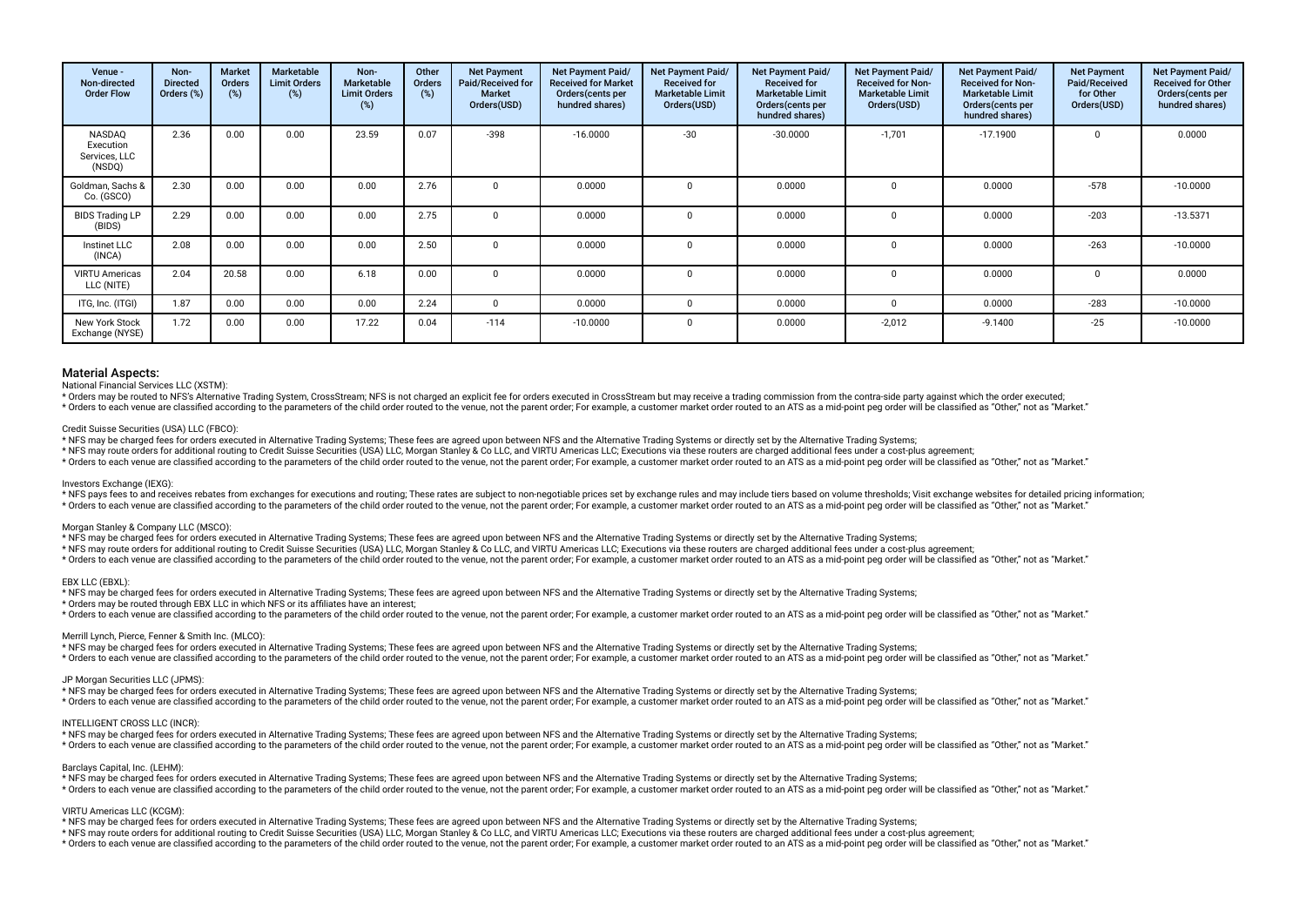| Venue - Non-directed Order Flow | Non-Directed Orders (%) | Market Orders (%) | Marketable Limit Orders (%) | Non-Marketable Limit Orders (%) | Other Orders (%) | Net Payment Paid/Received for Market Orders(USD) | Net Payment Paid/Received for Market Orders(cents per hundred shares) | Net Payment Paid/Received for Marketable Limit Orders(USD) | Net Payment Paid/Received for Marketable Limit Orders(cents per hundred shares) | Net Payment Paid/Received for Non-Marketable Limit Orders(USD) | Net Payment Paid/Received for Non-Marketable Limit Orders(cents per hundred shares) | Net Payment Paid/Received for Other Orders(USD) | Net Payment Paid/Received for Other Orders(cents per hundred shares) |
|---|---|---|---|---|---|---|---|---|---|---|---|---|---|
| NASDAQ Execution Services, LLC (NSDQ) | 2.36 | 0.00 | 0.00 | 23.59 | 0.07 | -398 | -16.0000 | -30 | -30.0000 | -1,701 | -17.1900 | 0 | 0.0000 |
| Goldman, Sachs & Co. (GSCO) | 2.30 | 0.00 | 0.00 | 0.00 | 2.76 | 0 | 0.0000 | 0 | 0.0000 | 0 | 0.0000 | -578 | -10.0000 |
| BIDS Trading LP (BIDS) | 2.29 | 0.00 | 0.00 | 0.00 | 2.75 | 0 | 0.0000 | 0 | 0.0000 | 0 | 0.0000 | -203 | -13.5371 |
| Instinet LLC (INCA) | 2.08 | 0.00 | 0.00 | 0.00 | 2.50 | 0 | 0.0000 | 0 | 0.0000 | 0 | 0.0000 | -263 | -10.0000 |
| VIRTU Americas LLC (NITE) | 2.04 | 20.58 | 0.00 | 6.18 | 0.00 | 0 | 0.0000 | 0 | 0.0000 | 0 | 0.0000 | 0 | 0.0000 |
| ITG, Inc. (ITGI) | 1.87 | 0.00 | 0.00 | 0.00 | 2.24 | 0 | 0.0000 | 0 | 0.0000 | 0 | 0.0000 | -283 | -10.0000 |
| New York Stock Exchange (NYSE) | 1.72 | 0.00 | 0.00 | 17.22 | 0.04 | -114 | -10.0000 | 0 | 0.0000 | -2,012 | -9.1400 | -25 | -10.0000 |

## Material Aspects:

National Financial Services LLC (XSTM):

* Orders may be routed to NFS's Alternative Trading System, CrossStream; NFS is not charged an explicit fee for orders executed in CrossStream but may receive a trading commission from the contra-side party against which the order executed;
* Orders to each venue are classified according to the parameters of the child order routed to the venue, not the parent order; For example, a customer market order routed to an ATS as a mid-point peg order will be classified as "Other," not as "Market."

Credit Suisse Securities (USA) LLC (FBCO):

* NFS may be charged fees for orders executed in Alternative Trading Systems; These fees are agreed upon between NFS and the Alternative Trading Systems or directly set by the Alternative Trading Systems;
* NFS may route orders for additional routing to Credit Suisse Securities (USA) LLC, Morgan Stanley & Co LLC, and VIRTU Americas LLC; Executions via these routers are charged additional fees under a cost-plus agreement;
* Orders to each venue are classified according to the parameters of the child order routed to the venue, not the parent order; For example, a customer market order routed to an ATS as a mid-point peg order will be classified as "Other," not as "Market."

Investors Exchange (IEXG):

* NFS pays fees to and receives rebates from exchanges for executions and routing; These rates are subject to non-negotiable prices set by exchange rules and may include tiers based on volume thresholds; Visit exchange websites for detailed pricing information;
* Orders to each venue are classified according to the parameters of the child order routed to the venue, not the parent order; For example, a customer market order routed to an ATS as a mid-point peg order will be classified as "Other," not as "Market."

Morgan Stanley & Company LLC (MSCO):

* NFS may be charged fees for orders executed in Alternative Trading Systems; These fees are agreed upon between NFS and the Alternative Trading Systems or directly set by the Alternative Trading Systems;
* NFS may route orders for additional routing to Credit Suisse Securities (USA) LLC, Morgan Stanley & Co LLC, and VIRTU Americas LLC; Executions via these routers are charged additional fees under a cost-plus agreement;
* Orders to each venue are classified according to the parameters of the child order routed to the venue, not the parent order; For example, a customer market order routed to an ATS as a mid-point peg order will be classified as "Other," not as "Market."

EBX LLC (EBXL):

* NFS may be charged fees for orders executed in Alternative Trading Systems; These fees are agreed upon between NFS and the Alternative Trading Systems or directly set by the Alternative Trading Systems;
* Orders may be routed through EBX LLC in which NFS or its affiliates have an interest;
* Orders to each venue are classified according to the parameters of the child order routed to the venue, not the parent order; For example, a customer market order routed to an ATS as a mid-point peg order will be classified as "Other," not as "Market."

Merrill Lynch, Pierce, Fenner & Smith Inc. (MLCO):

* NFS may be charged fees for orders executed in Alternative Trading Systems; These fees are agreed upon between NFS and the Alternative Trading Systems or directly set by the Alternative Trading Systems;
* Orders to each venue are classified according to the parameters of the child order routed to the venue, not the parent order; For example, a customer market order routed to an ATS as a mid-point peg order will be classified as "Other," not as "Market."

JP Morgan Securities LLC (JPMS):

* NFS may be charged fees for orders executed in Alternative Trading Systems; These fees are agreed upon between NFS and the Alternative Trading Systems or directly set by the Alternative Trading Systems;
* Orders to each venue are classified according to the parameters of the child order routed to the venue, not the parent order; For example, a customer market order routed to an ATS as a mid-point peg order will be classified as "Other," not as "Market."

INTELLIGENT CROSS LLC (INCR):

* NFS may be charged fees for orders executed in Alternative Trading Systems; These fees are agreed upon between NFS and the Alternative Trading Systems or directly set by the Alternative Trading Systems;
* Orders to each venue are classified according to the parameters of the child order routed to the venue, not the parent order; For example, a customer market order routed to an ATS as a mid-point peg order will be classified as "Other," not as "Market."

Barclays Capital, Inc. (LEHM):

* NFS may be charged fees for orders executed in Alternative Trading Systems; These fees are agreed upon between NFS and the Alternative Trading Systems or directly set by the Alternative Trading Systems;
* Orders to each venue are classified according to the parameters of the child order routed to the venue, not the parent order; For example, a customer market order routed to an ATS as a mid-point peg order will be classified as "Other," not as "Market."

VIRTU Americas LLC (KCGM):

* NFS may be charged fees for orders executed in Alternative Trading Systems; These fees are agreed upon between NFS and the Alternative Trading Systems or directly set by the Alternative Trading Systems;
* NFS may route orders for additional routing to Credit Suisse Securities (USA) LLC, Morgan Stanley & Co LLC, and VIRTU Americas LLC; Executions via these routers are charged additional fees under a cost-plus agreement;
* Orders to each venue are classified according to the parameters of the child order routed to the venue, not the parent order; For example, a customer market order routed to an ATS as a mid-point peg order will be classified as "Other," not as "Market."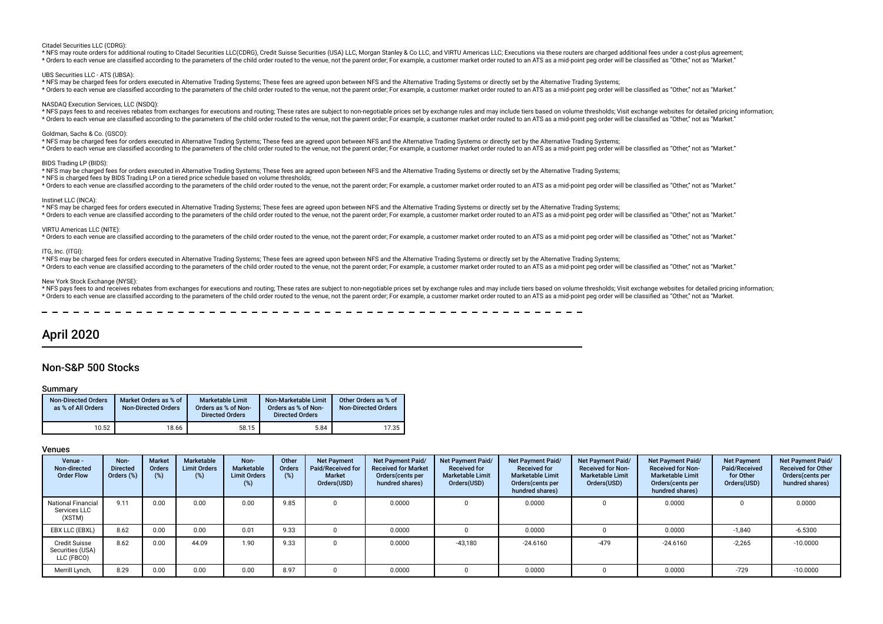Citadel Securities LLC (CDRG):

* NFS may route orders for additional routing to Citadel Securities LLC(CDRG), Credit Suisse Securities (USA) LLC, Morgan Stanley & Co LLC, and VIRTU Americas LLC; Executions via these routers are charged additional fees under a cost-plus agreement;
* Orders to each venue are classified according to the parameters of the child order routed to the venue, not the parent order; For example, a customer market order routed to an ATS as a mid-point peg order will be classified as "Other," not as "Market."

UBS Securities LLC - ATS (UBSA):

* NFS may be charged fees for orders executed in Alternative Trading Systems; These fees are agreed upon between NFS and the Alternative Trading Systems or directly set by the Alternative Trading Systems;
* Orders to each venue are classified according to the parameters of the child order routed to the venue, not the parent order; For example, a customer market order routed to an ATS as a mid-point peg order will be classified as "Other," not as "Market."

NASDAQ Execution Services, LLC (NSDQ):

* NFS pays fees to and receives rebates from exchanges for executions and routing; These rates are subject to non-negotiable prices set by exchange rules and may include tiers based on volume thresholds; Visit exchange websites for detailed pricing information;
* Orders to each venue are classified according to the parameters of the child order routed to the venue, not the parent order; For example, a customer market order routed to an ATS as a mid-point peg order will be classified as "Other," not as "Market."

Goldman, Sachs & Co. (GSCO):

* NFS may be charged fees for orders executed in Alternative Trading Systems; These fees are agreed upon between NFS and the Alternative Trading Systems or directly set by the Alternative Trading Systems;
* Orders to each venue are classified according to the parameters of the child order routed to the venue, not the parent order; For example, a customer market order routed to an ATS as a mid-point peg order will be classified as "Other," not as "Market."

BIDS Trading LP (BIDS):

* NFS may be charged fees for orders executed in Alternative Trading Systems; These fees are agreed upon between NFS and the Alternative Trading Systems or directly set by the Alternative Trading Systems;
* NFS is charged fees by BIDS Trading LP on a tiered price schedule based on volume thresholds;
* Orders to each venue are classified according to the parameters of the child order routed to the venue, not the parent order; For example, a customer market order routed to an ATS as a mid-point peg order will be classified as "Other," not as "Market."

Instinet LLC (INCA):

* NFS may be charged fees for orders executed in Alternative Trading Systems; These fees are agreed upon between NFS and the Alternative Trading Systems or directly set by the Alternative Trading Systems;
* Orders to each venue are classified according to the parameters of the child order routed to the venue, not the parent order; For example, a customer market order routed to an ATS as a mid-point peg order will be classified as "Other," not as "Market."

VIRTU Americas LLC (NITE):

* Orders to each venue are classified according to the parameters of the child order routed to the venue, not the parent order; For example, a customer market order routed to an ATS as a mid-point peg order will be classified as "Other," not as "Market."

ITG, Inc. (ITGI):

* NFS may be charged fees for orders executed in Alternative Trading Systems; These fees are agreed upon between NFS and the Alternative Trading Systems or directly set by the Alternative Trading Systems;
* Orders to each venue are classified according to the parameters of the child order routed to the venue, not the parent order; For example, a customer market order routed to an ATS as a mid-point peg order will be classified as "Other," not as "Market."

New York Stock Exchange (NYSE):

* NFS pays fees to and receives rebates from exchanges for executions and routing; These rates are subject to non-negotiable prices set by exchange rules and may include tiers based on volume thresholds; Visit exchange websites for detailed pricing information;
* Orders to each venue are classified according to the parameters of the child order routed to the venue, not the parent order; For example, a customer market order routed to an ATS as a mid-point peg order will be classified as "Other," not as "Market.

# April 2020

## Non-S&P 500 Stocks

### Summary

| Non-Directed Orders as % of All Orders | Market Orders as % of Non-Directed Orders | Marketable Limit Orders as % of Non-Directed Orders | Non-Marketable Limit Orders as % of Non-Directed Orders | Other Orders as % of Non-Directed Orders |
|---|---|---|---|---|
| 10.52 | 18.66 | 58.15 | 5.84 | 17.35 |

### Venues

| Venue - Non-directed Order Flow | Non-Directed Orders (%) | Market Orders (%) | Marketable Limit Orders (%) | Non-Marketable Limit Orders (%) | Other Orders (%) | Net Payment Paid/Received for Market Orders(USD) | Net Payment Paid/Received for Market Orders(cents per hundred shares) | Net Payment Paid/Received for Marketable Limit Orders(USD) | Net Payment Paid/Received for Marketable Limit Orders(cents per hundred shares) | Net Payment Paid/Received for Non-Marketable Limit Orders(USD) | Net Payment Paid/Received for Non-Marketable Limit Orders(cents per hundred shares) | Net Payment Paid/Received for Other Orders(USD) | Net Payment Paid/Received for Other Orders(cents per hundred shares) |
|---|---|---|---|---|---|---|---|---|---|---|---|---|---|
| National Financial Services LLC (XSTM) | 9.11 | 0.00 | 0.00 | 0.00 | 9.85 | 0 | 0.0000 | 0 | 0.0000 | 0 | 0.0000 | 0 | 0.0000 |
| EBX LLC (EBXL) | 8.62 | 0.00 | 0.00 | 0.01 | 9.33 | 0 | 0.0000 | 0 | 0.0000 | 0 | 0.0000 | -1,840 | -6.5300 |
| Credit Suisse Securities (USA) LLC (FBCO) | 8.62 | 0.00 | 44.09 | 1.90 | 9.33 | 0 | 0.0000 | -43,180 | -24.6160 | -479 | -24.6160 | -2,265 | -10.0000 |
| Merrill Lynch, | 8.29 | 0.00 | 0.00 | 0.00 | 8.97 | 0 | 0.0000 | 0 | 0.0000 | 0 | 0.0000 | -729 | -10.0000 |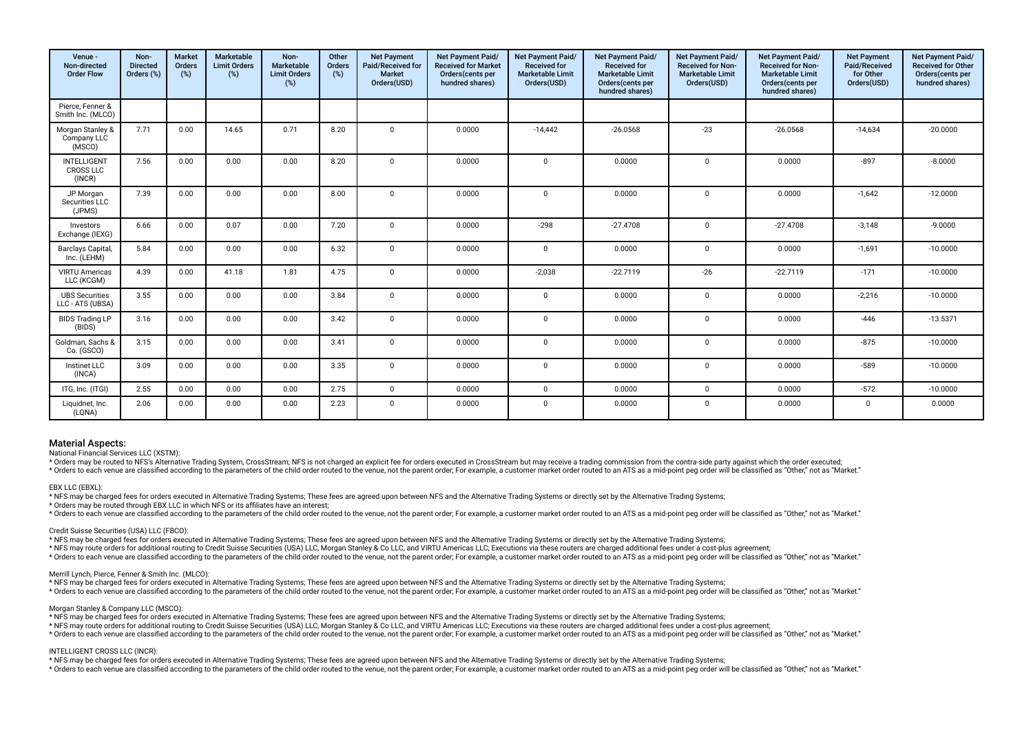| Venue - Non-directed Order Flow | Non-Directed Orders (%) | Market Orders (%) | Marketable Limit Orders (%) | Non-Marketable Limit Orders (%) | Other Orders (%) | Net Payment Paid/Received for Market Orders(USD) | Net Payment Paid/ Received for Market Orders(cents per hundred shares) | Net Payment Paid/ Received for Marketable Limit Orders(USD) | Net Payment Paid/ Received for Marketable Limit Orders(cents per hundred shares) | Net Payment Paid/ Received for Non-Marketable Limit Orders(USD) | Net Payment Paid/ Received for Non-Marketable Limit Orders(cents per hundred shares) | Net Payment Paid/Received for Other Orders(USD) | Net Payment Paid/ Received for Other Orders(cents per hundred shares) |
|---|---|---|---|---|---|---|---|---|---|---|---|---|---|
| Pierce, Fenner & Smith Inc. (MLCO) | | | | | | | | | | | | | |
| Morgan Stanley & Company LLC (MSCO) | 7.71 | 0.00 | 14.65 | 0.71 | 8.20 | 0 | 0.0000 | -14,442 | -26.0568 | -23 | -26.0568 | -14,634 | -20.0000 |
| INTELLIGENT CROSS LLC (INCR) | 7.56 | 0.00 | 0.00 | 0.00 | 8.20 | 0 | 0.0000 | 0 | 0.0000 | 0 | 0.0000 | -897 | -8.0000 |
| JP Morgan Securities LLC (JPMS) | 7.39 | 0.00 | 0.00 | 0.00 | 8.00 | 0 | 0.0000 | 0 | 0.0000 | 0 | 0.0000 | -1,642 | -12.0000 |
| Investors Exchange (IEXG) | 6.66 | 0.00 | 0.07 | 0.00 | 7.20 | 0 | 0.0000 | -298 | -27.4708 | 0 | -27.4708 | -3,148 | -9.0000 |
| Barclays Capital, Inc. (LEHM) | 5.84 | 0.00 | 0.00 | 0.00 | 6.32 | 0 | 0.0000 | 0 | 0.0000 | 0 | 0.0000 | -1,691 | -10.0000 |
| VIRTU Americas LLC (KCGM) | 4.39 | 0.00 | 41.18 | 1.81 | 4.75 | 0 | 0.0000 | -2,038 | -22.7119 | -26 | -22.7119 | -171 | -10.0000 |
| UBS Securities LLC - ATS (UBSA) | 3.55 | 0.00 | 0.00 | 0.00 | 3.84 | 0 | 0.0000 | 0 | 0.0000 | 0 | 0.0000 | -2,216 | -10.0000 |
| BIDS Trading LP (BIDS) | 3.16 | 0.00 | 0.00 | 0.00 | 3.42 | 0 | 0.0000 | 0 | 0.0000 | 0 | 0.0000 | -446 | -13.5371 |
| Goldman, Sachs & Co. (GSCO) | 3.15 | 0.00 | 0.00 | 0.00 | 3.41 | 0 | 0.0000 | 0 | 0.0000 | 0 | 0.0000 | -875 | -10.0000 |
| Instinet LLC (INCA) | 3.09 | 0.00 | 0.00 | 0.00 | 3.35 | 0 | 0.0000 | 0 | 0.0000 | 0 | 0.0000 | -589 | -10.0000 |
| ITG, Inc. (ITGI) | 2.55 | 0.00 | 0.00 | 0.00 | 2.75 | 0 | 0.0000 | 0 | 0.0000 | 0 | 0.0000 | -572 | -10.0000 |
| Liquidnet, Inc. (LQNA) | 2.06 | 0.00 | 0.00 | 0.00 | 2.23 | 0 | 0.0000 | 0 | 0.0000 | 0 | 0.0000 | 0 | 0.0000 |

## Material Aspects:

National Financial Services LLC (XSTM):

* Orders may be routed to NFS's Alternative Trading System, CrossStream; NFS is not charged an explicit fee for orders executed in CrossStream but may receive a trading commission from the contra-side party against which the order executed;
* Orders to each venue are classified according to the parameters of the child order routed to the venue, not the parent order; For example, a customer market order routed to an ATS as a mid-point peg order will be classified as "Other," not as "Market."

EBX LLC (EBXL):

* NFS may be charged fees for orders executed in Alternative Trading Systems; These fees are agreed upon between NFS and the Alternative Trading Systems or directly set by the Alternative Trading Systems;
* Orders may be routed through EBX LLC in which NFS or its affiliates have an interest;
* Orders to each venue are classified according to the parameters of the child order routed to the venue, not the parent order; For example, a customer market order routed to an ATS as a mid-point peg order will be classified as "Other," not as "Market."

Credit Suisse Securities (USA) LLC (FBCO):

* NFS may be charged fees for orders executed in Alternative Trading Systems; These fees are agreed upon between NFS and the Alternative Trading Systems or directly set by the Alternative Trading Systems;
* NFS may route orders for additional routing to Credit Suisse Securities (USA) LLC, Morgan Stanley & Co LLC, and VIRTU Americas LLC; Executions via these routers are charged additional fees under a cost-plus agreement;
* Orders to each venue are classified according to the parameters of the child order routed to the venue, not the parent order; For example, a customer market order routed to an ATS as a mid-point peg order will be classified as "Other," not as "Market."

Merrill Lynch, Pierce, Fenner & Smith Inc. (MLCO):

* NFS may be charged fees for orders executed in Alternative Trading Systems; These fees are agreed upon between NFS and the Alternative Trading Systems or directly set by the Alternative Trading Systems;
* Orders to each venue are classified according to the parameters of the child order routed to the venue, not the parent order; For example, a customer market order routed to an ATS as a mid-point peg order will be classified as "Other," not as "Market."

Morgan Stanley & Company LLC (MSCO):

* NFS may be charged fees for orders executed in Alternative Trading Systems; These fees are agreed upon between NFS and the Alternative Trading Systems or directly set by the Alternative Trading Systems;
* NFS may route orders for additional routing to Credit Suisse Securities (USA) LLC, Morgan Stanley & Co LLC, and VIRTU Americas LLC; Executions via these routers are charged additional fees under a cost-plus agreement;
* Orders to each venue are classified according to the parameters of the child order routed to the venue, not the parent order; For example, a customer market order routed to an ATS as a mid-point peg order will be classified as "Other," not as "Market."

INTELLIGENT CROSS LLC (INCR):

* NFS may be charged fees for orders executed in Alternative Trading Systems; These fees are agreed upon between NFS and the Alternative Trading Systems or directly set by the Alternative Trading Systems;
* Orders to each venue are classified according to the parameters of the child order routed to the venue, not the parent order; For example, a customer market order routed to an ATS as a mid-point peg order will be classified as "Other," not as "Market."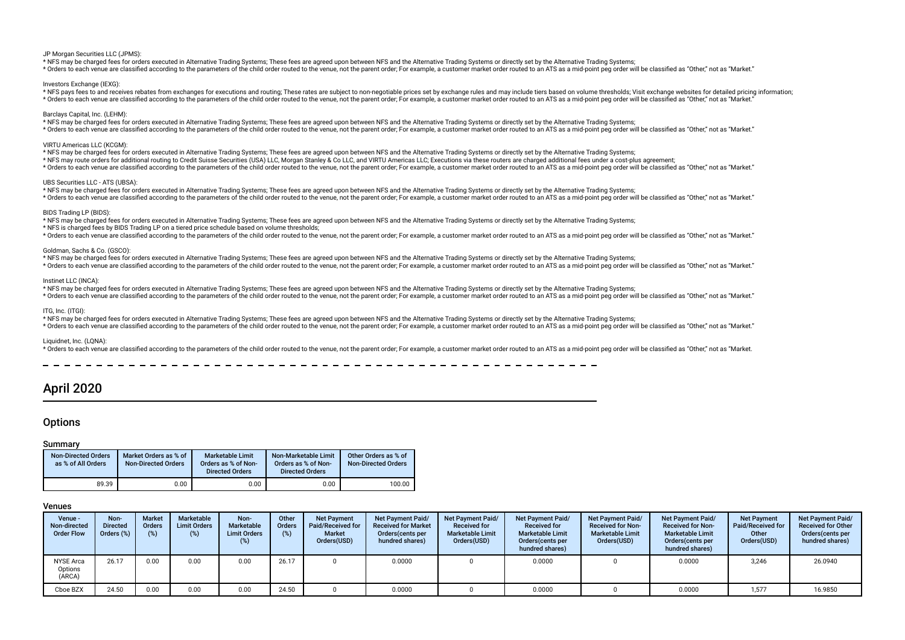JP Morgan Securities LLC (JPMS):

* NFS may be charged fees for orders executed in Alternative Trading Systems; These fees are agreed upon between NFS and the Alternative Trading Systems or directly set by the Alternative Trading Systems;
* Orders to each venue are classified according to the parameters of the child order routed to the venue, not the parent order; For example, a customer market order routed to an ATS as a mid-point peg order will be classified as "Other," not as "Market."

Investors Exchange (IEXG):

* NFS pays fees to and receives rebates from exchanges for executions and routing; These rates are subject to non-negotiable prices set by exchange rules and may include tiers based on volume thresholds; Visit exchange websites for detailed pricing information;
* Orders to each venue are classified according to the parameters of the child order routed to the venue, not the parent order; For example, a customer market order routed to an ATS as a mid-point peg order will be classified as "Other," not as "Market."

Barclays Capital, Inc. (LEHM):

* NFS may be charged fees for orders executed in Alternative Trading Systems; These fees are agreed upon between NFS and the Alternative Trading Systems or directly set by the Alternative Trading Systems;
* Orders to each venue are classified according to the parameters of the child order routed to the venue, not the parent order; For example, a customer market order routed to an ATS as a mid-point peg order will be classified as "Other," not as "Market."

VIRTU Americas LLC (KCGM):

* NFS may be charged fees for orders executed in Alternative Trading Systems; These fees are agreed upon between NFS and the Alternative Trading Systems or directly set by the Alternative Trading Systems;
* NFS may route orders for additional routing to Credit Suisse Securities (USA) LLC, Morgan Stanley & Co LLC, and VIRTU Americas LLC; Executions via these routers are charged additional fees under a cost-plus agreement;
* Orders to each venue are classified according to the parameters of the child order routed to the venue, not the parent order; For example, a customer market order routed to an ATS as a mid-point peg order will be classified as "Other," not as "Market."

UBS Securities LLC - ATS (UBSA):

* NFS may be charged fees for orders executed in Alternative Trading Systems; These fees are agreed upon between NFS and the Alternative Trading Systems or directly set by the Alternative Trading Systems;
* Orders to each venue are classified according to the parameters of the child order routed to the venue, not the parent order; For example, a customer market order routed to an ATS as a mid-point peg order will be classified as "Other," not as "Market."

BIDS Trading LP (BIDS):

* NFS may be charged fees for orders executed in Alternative Trading Systems; These fees are agreed upon between NFS and the Alternative Trading Systems or directly set by the Alternative Trading Systems;
* NFS is charged fees by BIDS Trading LP on a tiered price schedule based on volume thresholds;
* Orders to each venue are classified according to the parameters of the child order routed to the venue, not the parent order; For example, a customer market order routed to an ATS as a mid-point peg order will be classified as "Other," not as "Market."

Goldman, Sachs & Co. (GSCO):

* NFS may be charged fees for orders executed in Alternative Trading Systems; These fees are agreed upon between NFS and the Alternative Trading Systems or directly set by the Alternative Trading Systems;
* Orders to each venue are classified according to the parameters of the child order routed to the venue, not the parent order; For example, a customer market order routed to an ATS as a mid-point peg order will be classified as "Other," not as "Market."

Instinet LLC (INCA):

* NFS may be charged fees for orders executed in Alternative Trading Systems; These fees are agreed upon between NFS and the Alternative Trading Systems or directly set by the Alternative Trading Systems;
* Orders to each venue are classified according to the parameters of the child order routed to the venue, not the parent order; For example, a customer market order routed to an ATS as a mid-point peg order will be classified as "Other," not as "Market."

ITG, Inc. (ITGI):

* NFS may be charged fees for orders executed in Alternative Trading Systems; These fees are agreed upon between NFS and the Alternative Trading Systems or directly set by the Alternative Trading Systems;
* Orders to each venue are classified according to the parameters of the child order routed to the venue, not the parent order; For example, a customer market order routed to an ATS as a mid-point peg order will be classified as "Other," not as "Market."

Liquidnet, Inc. (LQNA):

* Orders to each venue are classified according to the parameters of the child order routed to the venue, not the parent order; For example, a customer market order routed to an ATS as a mid-point peg order will be classified as "Other," not as "Market.

# April 2020

## Options

### Summary

| Non-Directed Orders as % of All Orders | Market Orders as % of Non-Directed Orders | Marketable Limit Orders as % of Non-Directed Orders | Non-Marketable Limit Orders as % of Non-Directed Orders | Other Orders as % of Non-Directed Orders |
|---|---|---|---|---|
| 89.39 | 0.00 | 0.00 | 0.00 | 100.00 |

### Venues

| Venue - Non-directed Order Flow | Non-Directed Orders (%) | Market Orders (%) | Marketable Limit Orders (%) | Non-Marketable Limit Orders (%) | Other Orders (%) | Net Payment Paid/Received for Market Orders(USD) | Net Payment Paid/ Received for Market Orders(cents per hundred shares) | Net Payment Paid/ Received for Marketable Limit Orders(USD) | Net Payment Paid/ Received for Marketable Limit Orders(cents per hundred shares) | Net Payment Paid/ Received for Non-Marketable Limit Orders(USD) | Net Payment Paid/ Received for Non-Marketable Limit Orders(cents per hundred shares) | Net Payment Paid/Received for Other Orders(USD) | Net Payment Paid/ Received for Other Orders(cents per hundred shares) |
|---|---|---|---|---|---|---|---|---|---|---|---|---|---|
| NYSE Arca Options (ARCA) | 26.17 | 0.00 | 0.00 | 0.00 | 26.17 | 0 | 0.0000 | 0 | 0.0000 | 0 | 0.0000 | 3,246 | 26.0940 |
| Cboe BZX | 24.50 | 0.00 | 0.00 | 0.00 | 24.50 | 0 | 0.0000 | 0 | 0.0000 | 0 | 0.0000 | 1,577 | 16.9850 |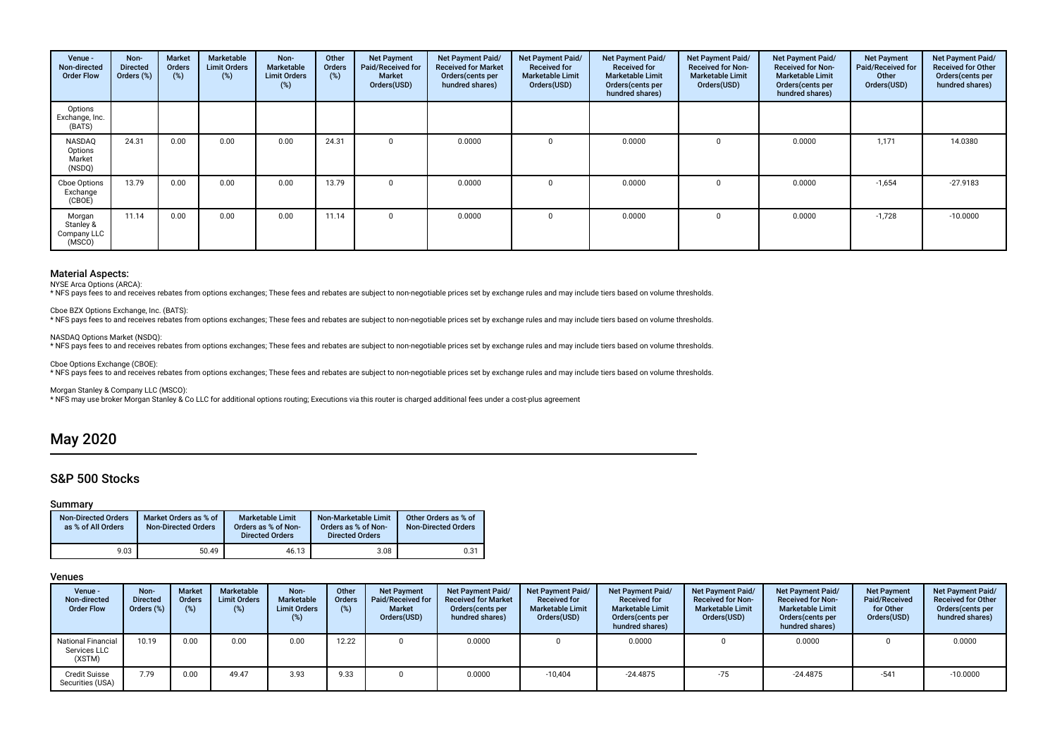| Venue - Non-directed Order Flow | Non-Directed Orders (%) | Market Orders (%) | Marketable Limit Orders (%) | Non-Marketable Limit Orders (%) | Other Orders (%) | Net Payment Paid/Received for Market Orders(USD) | Net Payment Paid/ Received for Market Orders(cents per hundred shares) | Net Payment Paid/ Received for Marketable Limit Orders(USD) | Net Payment Paid/ Received for Marketable Limit Orders(cents per hundred shares) | Net Payment Paid/ Received for Non-Marketable Limit Orders(USD) | Net Payment Paid/ Received for Non-Marketable Limit Orders(cents per hundred shares) | Net Payment Paid/Received for Other Orders(USD) | Net Payment Paid/ Received for Other Orders(cents per hundred shares) |
|---|---|---|---|---|---|---|---|---|---|---|---|---|---|
| Options Exchange, Inc. (BATS) | | | | | | | | | | | | | |
| NASDAQ Options Market (NSDQ) | 24.31 | 0.00 | 0.00 | 0.00 | 24.31 | 0 | 0.0000 | 0 | 0.0000 | 0 | 0.0000 | 1,171 | 14.0380 |
| Cboe Options Exchange (CBOE) | 13.79 | 0.00 | 0.00 | 0.00 | 13.79 | 0 | 0.0000 | 0 | 0.0000 | 0 | 0.0000 | -1,654 | -27.9183 |
| Morgan Stanley & Company LLC (MSCO) | 11.14 | 0.00 | 0.00 | 0.00 | 11.14 | 0 | 0.0000 | 0 | 0.0000 | 0 | 0.0000 | -1,728 | -10.0000 |

### Material Aspects:

NYSE Arca Options (ARCA):
* NFS pays fees to and receives rebates from options exchanges; These fees and rebates are subject to non-negotiable prices set by exchange rules and may include tiers based on volume thresholds.

Cboe BZX Options Exchange, Inc. (BATS):
* NFS pays fees to and receives rebates from options exchanges; These fees and rebates are subject to non-negotiable prices set by exchange rules and may include tiers based on volume thresholds.

NASDAQ Options Market (NSDQ):
* NFS pays fees to and receives rebates from options exchanges; These fees and rebates are subject to non-negotiable prices set by exchange rules and may include tiers based on volume thresholds.

Cboe Options Exchange (CBOE):
* NFS pays fees to and receives rebates from options exchanges; These fees and rebates are subject to non-negotiable prices set by exchange rules and may include tiers based on volume thresholds.

Morgan Stanley & Company LLC (MSCO):
* NFS may use broker Morgan Stanley & Co LLC for additional options routing; Executions via this router is charged additional fees under a cost-plus agreement

# May 2020

## S&P 500 Stocks

### Summary

| Non-Directed Orders as % of All Orders | Market Orders as % of Non-Directed Orders | Marketable Limit Orders as % of Non-Directed Orders | Non-Marketable Limit Orders as % of Non-Directed Orders | Other Orders as % of Non-Directed Orders |
|---|---|---|---|---|
| 9.03 | 50.49 | 46.13 | 3.08 | 0.31 |

### Venues

| Venue - Non-directed Order Flow | Non-Directed Orders (%) | Market Orders (%) | Marketable Limit Orders (%) | Non-Marketable Limit Orders (%) | Other Orders (%) | Net Payment Paid/Received for Market Orders(USD) | Net Payment Paid/ Received for Market Orders(cents per hundred shares) | Net Payment Paid/ Received for Marketable Limit Orders(USD) | Net Payment Paid/ Received for Marketable Limit Orders(cents per hundred shares) | Net Payment Paid/ Received for Non-Marketable Limit Orders(USD) | Net Payment Paid/ Received for Non-Marketable Limit Orders(cents per hundred shares) | Net Payment Paid/Received for Other Orders(USD) | Net Payment Paid/ Received for Other Orders(cents per hundred shares) |
|---|---|---|---|---|---|---|---|---|---|---|---|---|---|
| National Financial Services LLC (XSTM) | 10.19 | 0.00 | 0.00 | 0.00 | 12.22 | 0 | 0.0000 | 0 | 0.0000 | 0 | 0.0000 | 0 | 0.0000 |
| Credit Suisse Securities (USA) | 7.79 | 0.00 | 49.47 | 3.93 | 9.33 | 0 | 0.0000 | -10,404 | -24.4875 | -75 | -24.4875 | -541 | -10.0000 |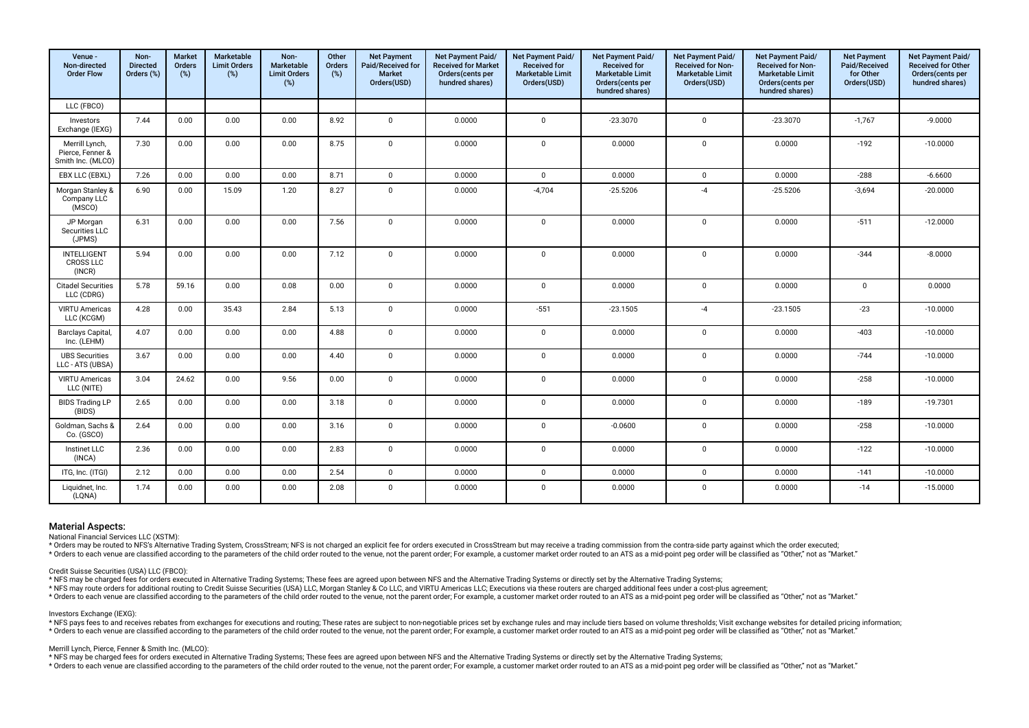| Venue - Non-directed Order Flow | Non-Directed Orders (%) | Market Orders (%) | Marketable Limit Orders (%) | Non-Marketable Limit Orders (%) | Other Orders (%) | Net Payment Paid/Received for Market Orders(USD) | Net Payment Paid/ Received for Market Orders(cents per hundred shares) | Net Payment Paid/ Received for Marketable Limit Orders(USD) | Net Payment Paid/ Received for Marketable Limit Orders(cents per hundred shares) | Net Payment Paid/ Received for Non-Marketable Limit Orders(USD) | Net Payment Paid/ Received for Non-Marketable Limit Orders(cents per hundred shares) | Net Payment Paid/Received for Other Orders(USD) | Net Payment Paid/ Received for Other Orders(cents per hundred shares) |
|---|---|---|---|---|---|---|---|---|---|---|---|---|---|
| LLC (FBCO) | | | | | | | | | | | | | |
| Investors Exchange (IEXG) | 7.44 | 0.00 | 0.00 | 0.00 | 8.92 | 0 | 0.0000 | 0 | -23.3070 | 0 | -23.3070 | -1,767 | -9.0000 |
| Merrill Lynch, Pierce, Fenner & Smith Inc. (MLCO) | 7.30 | 0.00 | 0.00 | 0.00 | 8.75 | 0 | 0.0000 | 0 | 0.0000 | 0 | 0.0000 | -192 | -10.0000 |
| EBX LLC (EBXL) | 7.26 | 0.00 | 0.00 | 0.00 | 8.71 | 0 | 0.0000 | 0 | 0.0000 | 0 | 0.0000 | -288 | -6.6600 |
| Morgan Stanley & Company LLC (MSCO) | 6.90 | 0.00 | 15.09 | 1.20 | 8.27 | 0 | 0.0000 | -4,704 | -25.5206 | -4 | -25.5206 | -3,694 | -20.0000 |
| JP Morgan Securities LLC (JPMS) | 6.31 | 0.00 | 0.00 | 0.00 | 7.56 | 0 | 0.0000 | 0 | 0.0000 | 0 | 0.0000 | -511 | -12.0000 |
| INTELLIGENT CROSS LLC (INCR) | 5.94 | 0.00 | 0.00 | 0.00 | 7.12 | 0 | 0.0000 | 0 | 0.0000 | 0 | 0.0000 | -344 | -8.0000 |
| Citadel Securities LLC (CDRG) | 5.78 | 59.16 | 0.00 | 0.08 | 0.00 | 0 | 0.0000 | 0 | 0.0000 | 0 | 0.0000 | 0 | 0.0000 |
| VIRTU Americas LLC (KCGM) | 4.28 | 0.00 | 35.43 | 2.84 | 5.13 | 0 | 0.0000 | -551 | -23.1505 | -4 | -23.1505 | -23 | -10.0000 |
| Barclays Capital, Inc. (LEHM) | 4.07 | 0.00 | 0.00 | 0.00 | 4.88 | 0 | 0.0000 | 0 | 0.0000 | 0 | 0.0000 | -403 | -10.0000 |
| UBS Securities LLC - ATS (UBSA) | 3.67 | 0.00 | 0.00 | 0.00 | 4.40 | 0 | 0.0000 | 0 | 0.0000 | 0 | 0.0000 | -744 | -10.0000 |
| VIRTU Americas LLC (NITE) | 3.04 | 24.62 | 0.00 | 9.56 | 0.00 | 0 | 0.0000 | 0 | 0.0000 | 0 | 0.0000 | -258 | -10.0000 |
| BIDS Trading LP (BIDS) | 2.65 | 0.00 | 0.00 | 0.00 | 3.18 | 0 | 0.0000 | 0 | 0.0000 | 0 | 0.0000 | -189 | -19.7301 |
| Goldman, Sachs & Co. (GSCO) | 2.64 | 0.00 | 0.00 | 0.00 | 3.16 | 0 | 0.0000 | 0 | -0.0600 | 0 | 0.0000 | -258 | -10.0000 |
| Instinet LLC (INCA) | 2.36 | 0.00 | 0.00 | 0.00 | 2.83 | 0 | 0.0000 | 0 | 0.0000 | 0 | 0.0000 | -122 | -10.0000 |
| ITG, Inc. (ITGI) | 2.12 | 0.00 | 0.00 | 0.00 | 2.54 | 0 | 0.0000 | 0 | 0.0000 | 0 | 0.0000 | -141 | -10.0000 |
| Liquidnet, Inc. (LQNA) | 1.74 | 0.00 | 0.00 | 0.00 | 2.08 | 0 | 0.0000 | 0 | 0.0000 | 0 | 0.0000 | -14 | -15.0000 |

## Material Aspects:

National Financial Services LLC (XSTM):

* Orders may be routed to NFS's Alternative Trading System, CrossStream; NFS is not charged an explicit fee for orders executed in CrossStream but may receive a trading commission from the contra-side party against which the order executed;
* Orders to each venue are classified according to the parameters of the child order routed to the venue, not the parent order; For example, a customer market order routed to an ATS as a mid-point peg order will be classified as "Other," not as "Market."

Credit Suisse Securities (USA) LLC (FBCO):

* NFS may be charged fees for orders executed in Alternative Trading Systems; These fees are agreed upon between NFS and the Alternative Trading Systems or directly set by the Alternative Trading Systems;
* NFS may route orders for additional routing to Credit Suisse Securities (USA) LLC, Morgan Stanley & Co LLC, and VIRTU Americas LLC; Executions via these routers are charged additional fees under a cost-plus agreement;
* Orders to each venue are classified according to the parameters of the child order routed to the venue, not the parent order; For example, a customer market order routed to an ATS as a mid-point peg order will be classified as "Other," not as "Market."

Investors Exchange (IEXG):

* NFS pays fees to and receives rebates from exchanges for executions and routing; These rates are subject to non-negotiable prices set by exchange rules and may include tiers based on volume thresholds; Visit exchange websites for detailed pricing information;
* Orders to each venue are classified according to the parameters of the child order routed to the venue, not the parent order; For example, a customer market order routed to an ATS as a mid-point peg order will be classified as "Other," not as "Market."

Merrill Lynch, Pierce, Fenner & Smith Inc. (MLCO):

* NFS may be charged fees for orders executed in Alternative Trading Systems; These fees are agreed upon between NFS and the Alternative Trading Systems or directly set by the Alternative Trading Systems;
* Orders to each venue are classified according to the parameters of the child order routed to the venue, not the parent order; For example, a customer market order routed to an ATS as a mid-point peg order will be classified as "Other," not as "Market."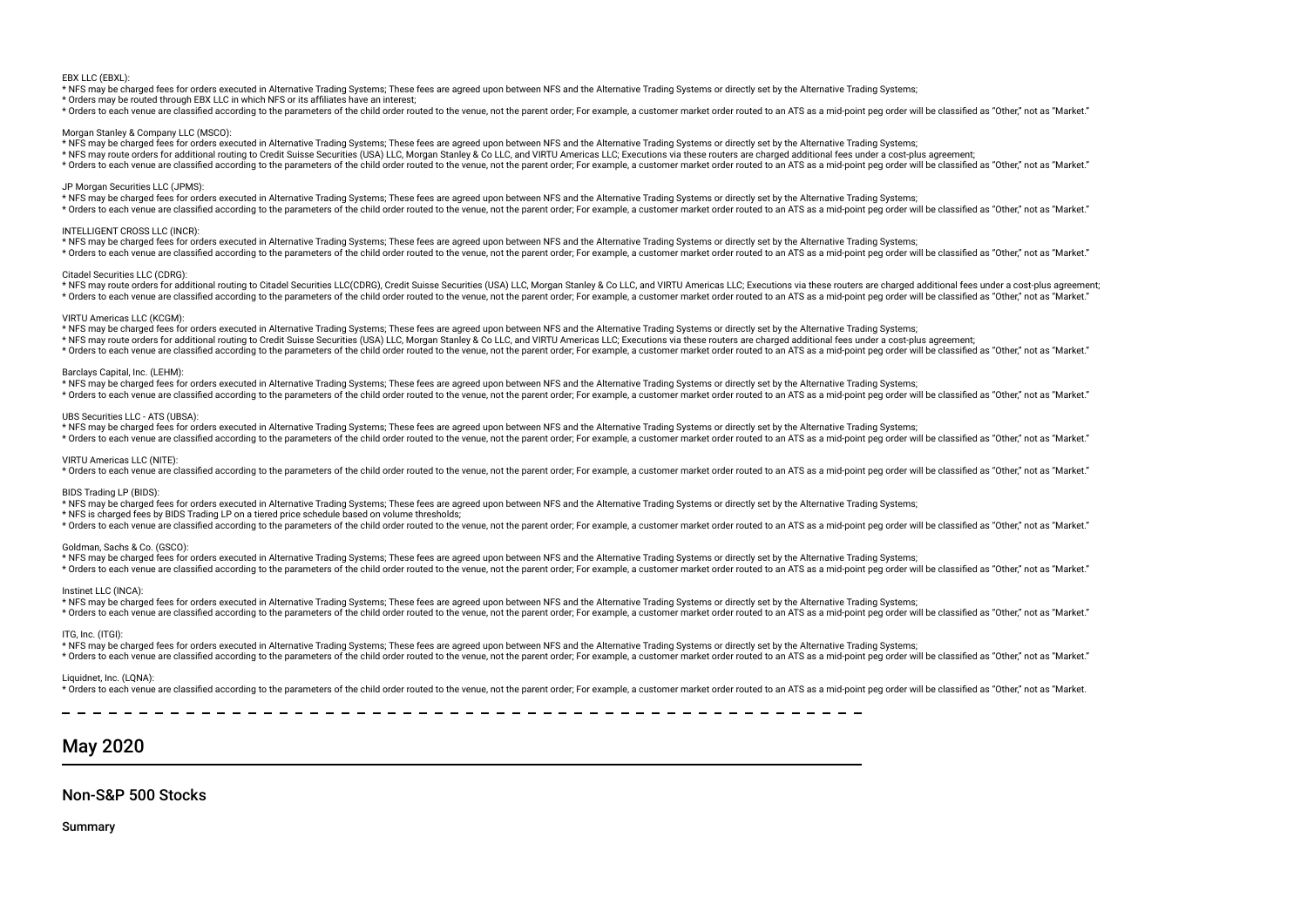EBX LLC (EBXL):

* NFS may be charged fees for orders executed in Alternative Trading Systems; These fees are agreed upon between NFS and the Alternative Trading Systems or directly set by the Alternative Trading Systems;
* Orders may be routed through EBX LLC in which NFS or its affiliates have an interest;
* Orders to each venue are classified according to the parameters of the child order routed to the venue, not the parent order; For example, a customer market order routed to an ATS as a mid-point peg order will be classified as "Other," not as "Market."

Morgan Stanley & Company LLC (MSCO):

* NFS may be charged fees for orders executed in Alternative Trading Systems; These fees are agreed upon between NFS and the Alternative Trading Systems or directly set by the Alternative Trading Systems;
* NFS may route orders for additional routing to Credit Suisse Securities (USA) LLC, Morgan Stanley & Co LLC, and VIRTU Americas LLC; Executions via these routers are charged additional fees under a cost-plus agreement;
* Orders to each venue are classified according to the parameters of the child order routed to the venue, not the parent order; For example, a customer market order routed to an ATS as a mid-point peg order will be classified as "Other," not as "Market."

JP Morgan Securities LLC (JPMS):

* NFS may be charged fees for orders executed in Alternative Trading Systems; These fees are agreed upon between NFS and the Alternative Trading Systems or directly set by the Alternative Trading Systems;
* Orders to each venue are classified according to the parameters of the child order routed to the venue, not the parent order; For example, a customer market order routed to an ATS as a mid-point peg order will be classified as "Other," not as "Market."

INTELLIGENT CROSS LLC (INCR):

* NFS may be charged fees for orders executed in Alternative Trading Systems; These fees are agreed upon between NFS and the Alternative Trading Systems or directly set by the Alternative Trading Systems;
* Orders to each venue are classified according to the parameters of the child order routed to the venue, not the parent order; For example, a customer market order routed to an ATS as a mid-point peg order will be classified as "Other," not as "Market."

Citadel Securities LLC (CDRG):

* NFS may route orders for additional routing to Citadel Securities LLC(CDRG), Credit Suisse Securities (USA) LLC, Morgan Stanley & Co LLC, and VIRTU Americas LLC; Executions via these routers are charged additional fees under a cost-plus agreement;
* Orders to each venue are classified according to the parameters of the child order routed to the venue, not the parent order; For example, a customer market order routed to an ATS as a mid-point peg order will be classified as "Other," not as "Market."

VIRTU Americas LLC (KCGM):

* NFS may be charged fees for orders executed in Alternative Trading Systems; These fees are agreed upon between NFS and the Alternative Trading Systems or directly set by the Alternative Trading Systems;
* NFS may route orders for additional routing to Credit Suisse Securities (USA) LLC, Morgan Stanley & Co LLC, and VIRTU Americas LLC; Executions via these routers are charged additional fees under a cost-plus agreement;
* Orders to each venue are classified according to the parameters of the child order routed to the venue, not the parent order; For example, a customer market order routed to an ATS as a mid-point peg order will be classified as "Other," not as "Market."

Barclays Capital, Inc. (LEHM):

* NFS may be charged fees for orders executed in Alternative Trading Systems; These fees are agreed upon between NFS and the Alternative Trading Systems or directly set by the Alternative Trading Systems;
* Orders to each venue are classified according to the parameters of the child order routed to the venue, not the parent order; For example, a customer market order routed to an ATS as a mid-point peg order will be classified as "Other," not as "Market."

UBS Securities LLC - ATS (UBSA):

* NFS may be charged fees for orders executed in Alternative Trading Systems; These fees are agreed upon between NFS and the Alternative Trading Systems or directly set by the Alternative Trading Systems;
* Orders to each venue are classified according to the parameters of the child order routed to the venue, not the parent order; For example, a customer market order routed to an ATS as a mid-point peg order will be classified as "Other," not as "Market."

VIRTU Americas LLC (NITE):

* Orders to each venue are classified according to the parameters of the child order routed to the venue, not the parent order; For example, a customer market order routed to an ATS as a mid-point peg order will be classified as "Other," not as "Market."

BIDS Trading LP (BIDS):

* NFS may be charged fees for orders executed in Alternative Trading Systems; These fees are agreed upon between NFS and the Alternative Trading Systems or directly set by the Alternative Trading Systems;
* NFS is charged fees by BIDS Trading LP on a tiered price schedule based on volume thresholds;
* Orders to each venue are classified according to the parameters of the child order routed to the venue, not the parent order; For example, a customer market order routed to an ATS as a mid-point peg order will be classified as "Other," not as "Market."

Goldman, Sachs & Co. (GSCO):

* NFS may be charged fees for orders executed in Alternative Trading Systems; These fees are agreed upon between NFS and the Alternative Trading Systems or directly set by the Alternative Trading Systems;
* Orders to each venue are classified according to the parameters of the child order routed to the venue, not the parent order; For example, a customer market order routed to an ATS as a mid-point peg order will be classified as "Other," not as "Market."

Instinet LLC (INCA):

* NFS may be charged fees for orders executed in Alternative Trading Systems; These fees are agreed upon between NFS and the Alternative Trading Systems or directly set by the Alternative Trading Systems;
* Orders to each venue are classified according to the parameters of the child order routed to the venue, not the parent order; For example, a customer market order routed to an ATS as a mid-point peg order will be classified as "Other," not as "Market."

ITG, Inc. (ITGI):

* NFS may be charged fees for orders executed in Alternative Trading Systems; These fees are agreed upon between NFS and the Alternative Trading Systems or directly set by the Alternative Trading Systems;
* Orders to each venue are classified according to the parameters of the child order routed to the venue, not the parent order; For example, a customer market order routed to an ATS as a mid-point peg order will be classified as "Other," not as "Market."

Liquidnet, Inc. (LQNA):

* Orders to each venue are classified according to the parameters of the child order routed to the venue, not the parent order; For example, a customer market order routed to an ATS as a mid-point peg order will be classified as "Other," not as "Market.

## May 2020

### Non-S&P 500 Stocks

**Summary**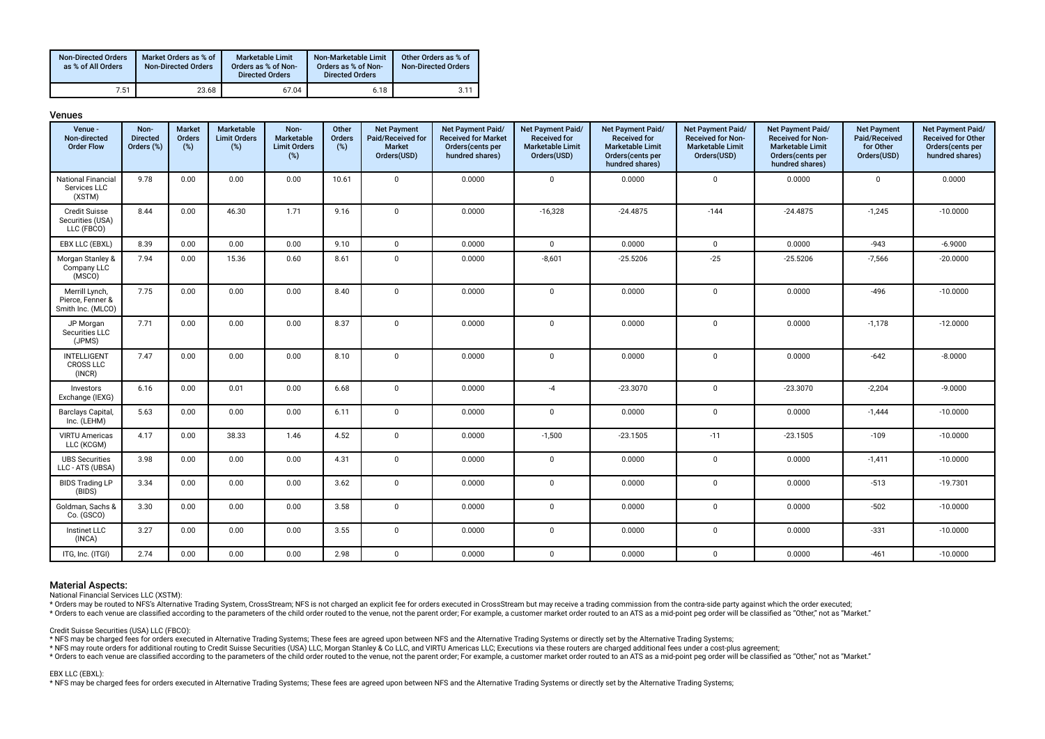| Non-Directed Orders as % of All Orders | Market Orders as % of Non-Directed Orders | Marketable Limit Orders as % of Non-Directed Orders | Non-Marketable Limit Orders as % of Non-Directed Orders | Other Orders as % of Non-Directed Orders |
|---|---|---|---|---|
| 7.51 | 23.68 | 67.04 | 6.18 | 3.11 |

## Venues

| Venue - Non-directed Order Flow | Non-Directed Orders (%) | Market Orders (%) | Marketable Limit Orders (%) | Non-Marketable Limit Orders (%) | Other Orders (%) | Net Payment Paid/Received for Market Orders(USD) | Net Payment Paid/Received for Market Orders(cents per hundred shares) | Net Payment Paid/Received for Marketable Limit Orders(USD) | Net Payment Paid/Received for Marketable Limit Orders(cents per hundred shares) | Net Payment Paid/Received for Non-Marketable Limit Orders(USD) | Net Payment Paid/Received for Non-Marketable Limit Orders(cents per hundred shares) | Net Payment Paid/Received for Other Orders(USD) | Net Payment Paid/Received for Other Orders(cents per hundred shares) |
|---|---|---|---|---|---|---|---|---|---|---|---|---|---|
| National Financial Services LLC (XSTM) | 9.78 | 0.00 | 0.00 | 0.00 | 10.61 | 0 | 0.0000 | 0 | 0.0000 | 0 | 0.0000 | 0 | 0.0000 |
| Credit Suisse Securities (USA) LLC (FBCO) | 8.44 | 0.00 | 46.30 | 1.71 | 9.16 | 0 | 0.0000 | -16,328 | -24.4875 | -144 | -24.4875 | -1,245 | -10.0000 |
| EBX LLC (EBXL) | 8.39 | 0.00 | 0.00 | 0.00 | 9.10 | 0 | 0.0000 | 0 | 0.0000 | 0 | 0.0000 | -943 | -6.9000 |
| Morgan Stanley & Company LLC (MSCO) | 7.94 | 0.00 | 15.36 | 0.60 | 8.61 | 0 | 0.0000 | -8,601 | -25.5206 | -25 | -25.5206 | -7,566 | -20.0000 |
| Merrill Lynch, Pierce, Fenner & Smith Inc. (MLCO) | 7.75 | 0.00 | 0.00 | 0.00 | 8.40 | 0 | 0.0000 | 0 | 0.0000 | 0 | 0.0000 | -496 | -10.0000 |
| JP Morgan Securities LLC (JPMS) | 7.71 | 0.00 | 0.00 | 0.00 | 8.37 | 0 | 0.0000 | 0 | 0.0000 | 0 | 0.0000 | -1,178 | -12.0000 |
| INTELLIGENT CROSS LLC (INCR) | 7.47 | 0.00 | 0.00 | 0.00 | 8.10 | 0 | 0.0000 | 0 | 0.0000 | 0 | 0.0000 | -642 | -8.0000 |
| Investors Exchange (IEXG) | 6.16 | 0.00 | 0.01 | 0.00 | 6.68 | 0 | 0.0000 | -4 | -23.3070 | 0 | -23.3070 | -2,204 | -9.0000 |
| Barclays Capital, Inc. (LEHM) | 5.63 | 0.00 | 0.00 | 0.00 | 6.11 | 0 | 0.0000 | 0 | 0.0000 | 0 | 0.0000 | -1,444 | -10.0000 |
| VIRTU Americas LLC (KCGM) | 4.17 | 0.00 | 38.33 | 1.46 | 4.52 | 0 | 0.0000 | -1,500 | -23.1505 | -11 | -23.1505 | -109 | -10.0000 |
| UBS Securities LLC - ATS (UBSA) | 3.98 | 0.00 | 0.00 | 0.00 | 4.31 | 0 | 0.0000 | 0 | 0.0000 | 0 | 0.0000 | -1,411 | -10.0000 |
| BIDS Trading LP (BIDS) | 3.34 | 0.00 | 0.00 | 0.00 | 3.62 | 0 | 0.0000 | 0 | 0.0000 | 0 | 0.0000 | -513 | -19.7301 |
| Goldman, Sachs & Co. (GSCO) | 3.30 | 0.00 | 0.00 | 0.00 | 3.58 | 0 | 0.0000 | 0 | 0.0000 | 0 | 0.0000 | -502 | -10.0000 |
| Instinet LLC (INCA) | 3.27 | 0.00 | 0.00 | 0.00 | 3.55 | 0 | 0.0000 | 0 | 0.0000 | 0 | 0.0000 | -331 | -10.0000 |
| ITG, Inc. (ITGI) | 2.74 | 0.00 | 0.00 | 0.00 | 2.98 | 0 | 0.0000 | 0 | 0.0000 | 0 | 0.0000 | -461 | -10.0000 |

## Material Aspects:

National Financial Services LLC (XSTM):

* Orders may be routed to NFS's Alternative Trading System, CrossStream; NFS is not charged an explicit fee for orders executed in CrossStream but may receive a trading commission from the contra-side party against which the order executed;
* Orders to each venue are classified according to the parameters of the child order routed to the venue, not the parent order; For example, a customer market order routed to an ATS as a mid-point peg order will be classified as "Other," not as "Market."

Credit Suisse Securities (USA) LLC (FBCO):

* NFS may be charged fees for orders executed in Alternative Trading Systems; These fees are agreed upon between NFS and the Alternative Trading Systems or directly set by the Alternative Trading Systems;
* NFS may route orders for additional routing to Credit Suisse Securities (USA) LLC, Morgan Stanley & Co LLC, and VIRTU Americas LLC; Executions via these routers are charged additional fees under a cost-plus agreement;
* Orders to each venue are classified according to the parameters of the child order routed to the venue, not the parent order; For example, a customer market order routed to an ATS as a mid-point peg order will be classified as "Other," not as "Market."

EBX LLC (EBXL):

* NFS may be charged fees for orders executed in Alternative Trading Systems; These fees are agreed upon between NFS and the Alternative Trading Systems or directly set by the Alternative Trading Systems;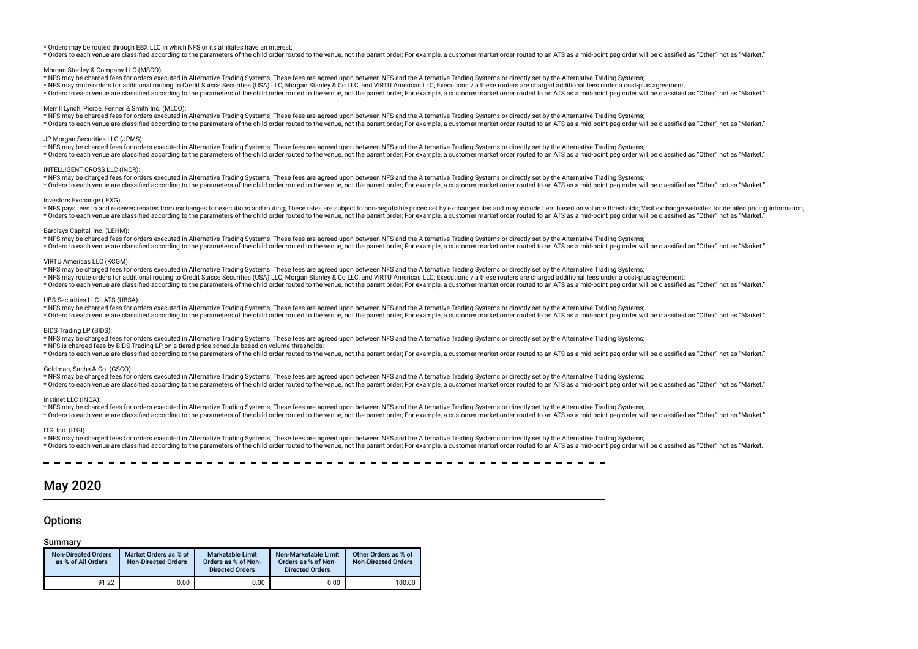* Orders may be routed through EBX LLC in which NFS or its affiliates have an interest;
* Orders to each venue are classified according to the parameters of the child order routed to the venue, not the parent order; For example, a customer market order routed to an ATS as a mid-point peg order will be classified as "Other," not as "Market."

Morgan Stanley & Company LLC (MSCO):

* NFS may be charged fees for orders executed in Alternative Trading Systems; These fees are agreed upon between NFS and the Alternative Trading Systems or directly set by the Alternative Trading Systems;
* NFS may route orders for additional routing to Credit Suisse Securities (USA) LLC, Morgan Stanley & Co LLC, and VIRTU Americas LLC; Executions via these routers are charged additional fees under a cost-plus agreement;
* Orders to each venue are classified according to the parameters of the child order routed to the venue, not the parent order; For example, a customer market order routed to an ATS as a mid-point peg order will be classified as "Other," not as "Market."

Merrill Lynch, Pierce, Fenner & Smith Inc. (MLCO):

* NFS may be charged fees for orders executed in Alternative Trading Systems; These fees are agreed upon between NFS and the Alternative Trading Systems or directly set by the Alternative Trading Systems;
* Orders to each venue are classified according to the parameters of the child order routed to the venue, not the parent order; For example, a customer market order routed to an ATS as a mid-point peg order will be classified as "Other," not as "Market."

JP Morgan Securities LLC (JPMS):

* NFS may be charged fees for orders executed in Alternative Trading Systems; These fees are agreed upon between NFS and the Alternative Trading Systems or directly set by the Alternative Trading Systems;
* Orders to each venue are classified according to the parameters of the child order routed to the venue, not the parent order; For example, a customer market order routed to an ATS as a mid-point peg order will be classified as "Other," not as "Market."

INTELLIGENT CROSS LLC (INCR):

* NFS may be charged fees for orders executed in Alternative Trading Systems; These fees are agreed upon between NFS and the Alternative Trading Systems or directly set by the Alternative Trading Systems;
* Orders to each venue are classified according to the parameters of the child order routed to the venue, not the parent order; For example, a customer market order routed to an ATS as a mid-point peg order will be classified as "Other," not as "Market."

Investors Exchange (IEXG):

* NFS pays fees to and receives rebates from exchanges for executions and routing; These rates are subject to non-negotiable prices set by exchange rules and may include tiers based on volume thresholds; Visit exchange websites for detailed pricing information;
* Orders to each venue are classified according to the parameters of the child order routed to the venue, not the parent order; For example, a customer market order routed to an ATS as a mid-point peg order will be classified as "Other," not as "Market."

Barclays Capital, Inc. (LEHM):

* NFS may be charged fees for orders executed in Alternative Trading Systems; These fees are agreed upon between NFS and the Alternative Trading Systems or directly set by the Alternative Trading Systems;
* Orders to each venue are classified according to the parameters of the child order routed to the venue, not the parent order; For example, a customer market order routed to an ATS as a mid-point peg order will be classified as "Other," not as "Market."

VIRTU Americas LLC (KCGM):

* NFS may be charged fees for orders executed in Alternative Trading Systems; These fees are agreed upon between NFS and the Alternative Trading Systems or directly set by the Alternative Trading Systems;
* NFS may route orders for additional routing to Credit Suisse Securities (USA) LLC, Morgan Stanley & Co LLC, and VIRTU Americas LLC; Executions via these routers are charged additional fees under a cost-plus agreement;
* Orders to each venue are classified according to the parameters of the child order routed to the venue, not the parent order; For example, a customer market order routed to an ATS as a mid-point peg order will be classified as "Other," not as "Market."

UBS Securities LLC - ATS (UBSA):

* NFS may be charged fees for orders executed in Alternative Trading Systems; These fees are agreed upon between NFS and the Alternative Trading Systems or directly set by the Alternative Trading Systems;
* Orders to each venue are classified according to the parameters of the child order routed to the venue, not the parent order; For example, a customer market order routed to an ATS as a mid-point peg order will be classified as "Other," not as "Market."

BIDS Trading LP (BIDS):

* NFS may be charged fees for orders executed in Alternative Trading Systems; These fees are agreed upon between NFS and the Alternative Trading Systems or directly set by the Alternative Trading Systems;
* NFS is charged fees by BIDS Trading LP on a tiered price schedule based on volume thresholds;
* Orders to each venue are classified according to the parameters of the child order routed to the venue, not the parent order; For example, a customer market order routed to an ATS as a mid-point peg order will be classified as "Other," not as "Market."

Goldman, Sachs & Co. (GSCO):

* NFS may be charged fees for orders executed in Alternative Trading Systems; These fees are agreed upon between NFS and the Alternative Trading Systems or directly set by the Alternative Trading Systems;
* Orders to each venue are classified according to the parameters of the child order routed to the venue, not the parent order; For example, a customer market order routed to an ATS as a mid-point peg order will be classified as "Other," not as "Market."

Instinet LLC (INCA):

* NFS may be charged fees for orders executed in Alternative Trading Systems; These fees are agreed upon between NFS and the Alternative Trading Systems or directly set by the Alternative Trading Systems;
* Orders to each venue are classified according to the parameters of the child order routed to the venue, not the parent order; For example, a customer market order routed to an ATS as a mid-point peg order will be classified as "Other," not as "Market."

ITG, Inc. (ITGI):

* NFS may be charged fees for orders executed in Alternative Trading Systems; These fees are agreed upon between NFS and the Alternative Trading Systems or directly set by the Alternative Trading Systems;
* Orders to each venue are classified according to the parameters of the child order routed to the venue, not the parent order; For example, a customer market order routed to an ATS as a mid-point peg order will be classified as "Other," not as "Market.

# May 2020

## Options

### Summary

| Non-Directed Orders as % of All Orders | Market Orders as % of Non-Directed Orders | Marketable Limit Orders as % of Non-Directed Orders | Non-Marketable Limit Orders as % of Non-Directed Orders | Other Orders as % of Non-Directed Orders |
|---|---|---|---|---|
| 91.22 | 0.00 | 0.00 | 0.00 | 100.00 |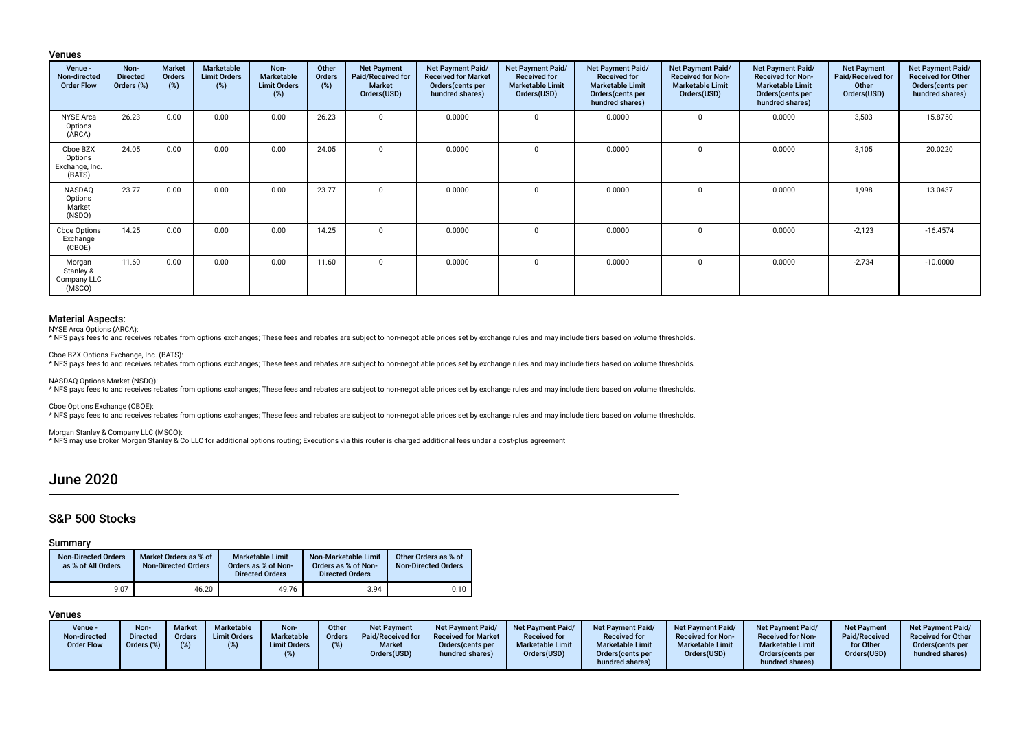### Venues

| Venue - Non-directed Order Flow | Non-Directed Orders (%) | Market Orders (%) | Marketable Limit Orders (%) | Non-Marketable Limit Orders (%) | Other Orders (%) | Net Payment Paid/Received for Market Orders(USD) | Net Payment Paid/ Received for Market Orders(cents per hundred shares) | Net Payment Paid/ Received for Marketable Limit Orders(USD) | Net Payment Paid/ Received for Marketable Limit Orders(cents per hundred shares) | Net Payment Paid/ Received for Non-Marketable Limit Orders(USD) | Net Payment Paid/ Received for Non-Marketable Limit Orders(cents per hundred shares) | Net Payment Paid/Received for Other Orders(USD) | Net Payment Paid/ Received for Other Orders(cents per hundred shares) |
|---|---|---|---|---|---|---|---|---|---|---|---|---|---|
| NYSE Arca Options (ARCA) | 26.23 | 0.00 | 0.00 | 0.00 | 26.23 | 0 | 0.0000 | 0 | 0.0000 | 0 | 0.0000 | 3,503 | 15.8750 |
| Cboe BZX Options Exchange, Inc. (BATS) | 24.05 | 0.00 | 0.00 | 0.00 | 24.05 | 0 | 0.0000 | 0 | 0.0000 | 0 | 0.0000 | 3,105 | 20.0220 |
| NASDAQ Options Market (NSDQ) | 23.77 | 0.00 | 0.00 | 0.00 | 23.77 | 0 | 0.0000 | 0 | 0.0000 | 0 | 0.0000 | 1,998 | 13.0437 |
| Cboe Options Exchange (CBOE) | 14.25 | 0.00 | 0.00 | 0.00 | 14.25 | 0 | 0.0000 | 0 | 0.0000 | 0 | 0.0000 | -2,123 | -16.4574 |
| Morgan Stanley & Company LLC (MSCO) | 11.60 | 0.00 | 0.00 | 0.00 | 11.60 | 0 | 0.0000 | 0 | 0.0000 | 0 | 0.0000 | -2,734 | -10.0000 |

### Material Aspects:

NYSE Arca Options (ARCA):
* NFS pays fees to and receives rebates from options exchanges; These fees and rebates are subject to non-negotiable prices set by exchange rules and may include tiers based on volume thresholds.

Cboe BZX Options Exchange, Inc. (BATS):
* NFS pays fees to and receives rebates from options exchanges; These fees and rebates are subject to non-negotiable prices set by exchange rules and may include tiers based on volume thresholds.

NASDAQ Options Market (NSDQ):
* NFS pays fees to and receives rebates from options exchanges; These fees and rebates are subject to non-negotiable prices set by exchange rules and may include tiers based on volume thresholds.

Cboe Options Exchange (CBOE):
* NFS pays fees to and receives rebates from options exchanges; These fees and rebates are subject to non-negotiable prices set by exchange rules and may include tiers based on volume thresholds.

Morgan Stanley & Company LLC (MSCO):
* NFS may use broker Morgan Stanley & Co LLC for additional options routing; Executions via this router is charged additional fees under a cost-plus agreement

# June 2020

## S&P 500 Stocks

### Summary

| Non-Directed Orders as % of All Orders | Market Orders as % of Non-Directed Orders | Marketable Limit Orders as % of Non-Directed Orders | Non-Marketable Limit Orders as % of Non-Directed Orders | Other Orders as % of Non-Directed Orders |
|---|---|---|---|---|
| 9.07 | 46.20 | 49.76 | 3.94 | 0.10 |

### Venues

| Venue - Non-directed Order Flow | Non-Directed Orders (%) | Market Orders (%) | Marketable Limit Orders (%) | Non-Marketable Limit Orders (%) | Other Orders (%) | Net Payment Paid/Received for Market Orders(USD) | Net Payment Paid/ Received for Market Orders(cents per hundred shares) | Net Payment Paid/ Received for Marketable Limit Orders(USD) | Net Payment Paid/ Received for Marketable Limit Orders(cents per hundred shares) | Net Payment Paid/ Received for Non-Marketable Limit Orders(USD) | Net Payment Paid/ Received for Non-Marketable Limit Orders(cents per hundred shares) | Net Payment Paid/Received for Other Orders(USD) | Net Payment Paid/ Received for Other Orders(cents per hundred shares) |
|---|---|---|---|---|---|---|---|---|---|---|---|---|---|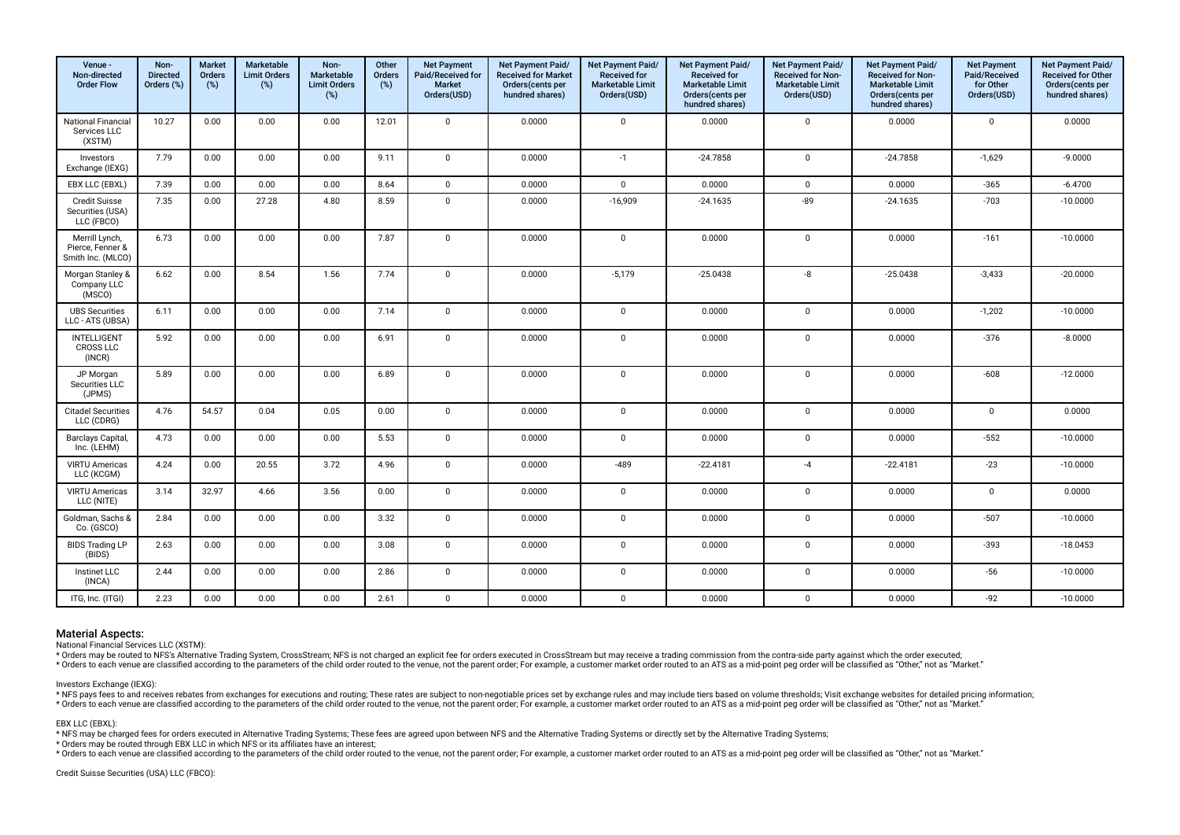| Venue - Non-directed Order Flow | Non-Directed Orders (%) | Market Orders (%) | Marketable Limit Orders (%) | Non-Marketable Limit Orders (%) | Other Orders (%) | Net Payment Paid/Received for Market Orders(USD) | Net Payment Paid/ Received for Market Orders(cents per hundred shares) | Net Payment Paid/ Received for Marketable Limit Orders(USD) | Net Payment Paid/ Received for Marketable Limit Orders(cents per hundred shares) | Net Payment Paid/ Received for Non-Marketable Limit Orders(USD) | Net Payment Paid/ Received for Non-Marketable Limit Orders(cents per hundred shares) | Net Payment Paid/Received for Other Orders(USD) | Net Payment Paid/ Received for Other Orders(cents per hundred shares) |
|---|---|---|---|---|---|---|---|---|---|---|---|---|---|
| National Financial Services LLC (XSTM) | 10.27 | 0.00 | 0.00 | 0.00 | 12.01 | 0 | 0.0000 | 0 | 0.0000 | 0 | 0.0000 | 0 | 0.0000 |
| Investors Exchange (IEXG) | 7.79 | 0.00 | 0.00 | 0.00 | 9.11 | 0 | 0.0000 | -1 | -24.7858 | 0 | -24.7858 | -1,629 | -9.0000 |
| EBX LLC (EBXL) | 7.39 | 0.00 | 0.00 | 0.00 | 8.64 | 0 | 0.0000 | 0 | 0.0000 | 0 | 0.0000 | -365 | -6.4700 |
| Credit Suisse Securities (USA) LLC (FBCO) | 7.35 | 0.00 | 27.28 | 4.80 | 8.59 | 0 | 0.0000 | -16,909 | -24.1635 | -89 | -24.1635 | -703 | -10.0000 |
| Merrill Lynch, Pierce, Fenner & Smith Inc. (MLCO) | 6.73 | 0.00 | 0.00 | 0.00 | 7.87 | 0 | 0.0000 | 0 | 0.0000 | 0 | 0.0000 | -161 | -10.0000 |
| Morgan Stanley & Company LLC (MSCO) | 6.62 | 0.00 | 8.54 | 1.56 | 7.74 | 0 | 0.0000 | -5,179 | -25.0438 | -8 | -25.0438 | -3,433 | -20.0000 |
| UBS Securities LLC - ATS (UBSA) | 6.11 | 0.00 | 0.00 | 0.00 | 7.14 | 0 | 0.0000 | 0 | 0.0000 | 0 | 0.0000 | -1,202 | -10.0000 |
| INTELLIGENT CROSS LLC (INCR) | 5.92 | 0.00 | 0.00 | 0.00 | 6.91 | 0 | 0.0000 | 0 | 0.0000 | 0 | 0.0000 | -376 | -8.0000 |
| JP Morgan Securities LLC (JPMS) | 5.89 | 0.00 | 0.00 | 0.00 | 6.89 | 0 | 0.0000 | 0 | 0.0000 | 0 | 0.0000 | -608 | -12.0000 |
| Citadel Securities LLC (CDRG) | 4.76 | 54.57 | 0.04 | 0.05 | 0.00 | 0 | 0.0000 | 0 | 0.0000 | 0 | 0.0000 | 0 | 0.0000 |
| Barclays Capital, Inc. (LEHM) | 4.73 | 0.00 | 0.00 | 0.00 | 5.53 | 0 | 0.0000 | 0 | 0.0000 | 0 | 0.0000 | -552 | -10.0000 |
| VIRTU Americas LLC (KCGM) | 4.24 | 0.00 | 20.55 | 3.72 | 4.96 | 0 | 0.0000 | -489 | -22.4181 | -4 | -22.4181 | -23 | -10.0000 |
| VIRTU Americas LLC (NITE) | 3.14 | 32.97 | 4.66 | 3.56 | 0.00 | 0 | 0.0000 | 0 | 0.0000 | 0 | 0.0000 | 0 | 0.0000 |
| Goldman, Sachs & Co. (GSCO) | 2.84 | 0.00 | 0.00 | 0.00 | 3.32 | 0 | 0.0000 | 0 | 0.0000 | 0 | 0.0000 | -507 | -10.0000 |
| BIDS Trading LP (BIDS) | 2.63 | 0.00 | 0.00 | 0.00 | 3.08 | 0 | 0.0000 | 0 | 0.0000 | 0 | 0.0000 | -393 | -18.0453 |
| Instinet LLC (INCA) | 2.44 | 0.00 | 0.00 | 0.00 | 2.86 | 0 | 0.0000 | 0 | 0.0000 | 0 | 0.0000 | -56 | -10.0000 |
| ITG, Inc. (ITGI) | 2.23 | 0.00 | 0.00 | 0.00 | 2.61 | 0 | 0.0000 | 0 | 0.0000 | 0 | 0.0000 | -92 | -10.0000 |

### Material Aspects:

National Financial Services LLC (XSTM):

* Orders may be routed to NFS's Alternative Trading System, CrossStream; NFS is not charged an explicit fee for orders executed in CrossStream but may receive a trading commission from the contra-side party against which the order executed;
* Orders to each venue are classified according to the parameters of the child order routed to the venue, not the parent order; For example, a customer market order routed to an ATS as a mid-point peg order will be classified as "Other," not as "Market."

Investors Exchange (IEXG):

* NFS pays fees to and receives rebates from exchanges for executions and routing; These rates are subject to non-negotiable prices set by exchange rules and may include tiers based on volume thresholds; Visit exchange websites for detailed pricing information;
* Orders to each venue are classified according to the parameters of the child order routed to the venue, not the parent order; For example, a customer market order routed to an ATS as a mid-point peg order will be classified as "Other," not as "Market."

EBX LLC (EBXL):

* NFS may be charged fees for orders executed in Alternative Trading Systems; These fees are agreed upon between NFS and the Alternative Trading Systems or directly set by the Alternative Trading Systems;
* Orders may be routed through EBX LLC in which NFS or its affiliates have an interest;
* Orders to each venue are classified according to the parameters of the child order routed to the venue, not the parent order; For example, a customer market order routed to an ATS as a mid-point peg order will be classified as "Other," not as "Market."

Credit Suisse Securities (USA) LLC (FBCO):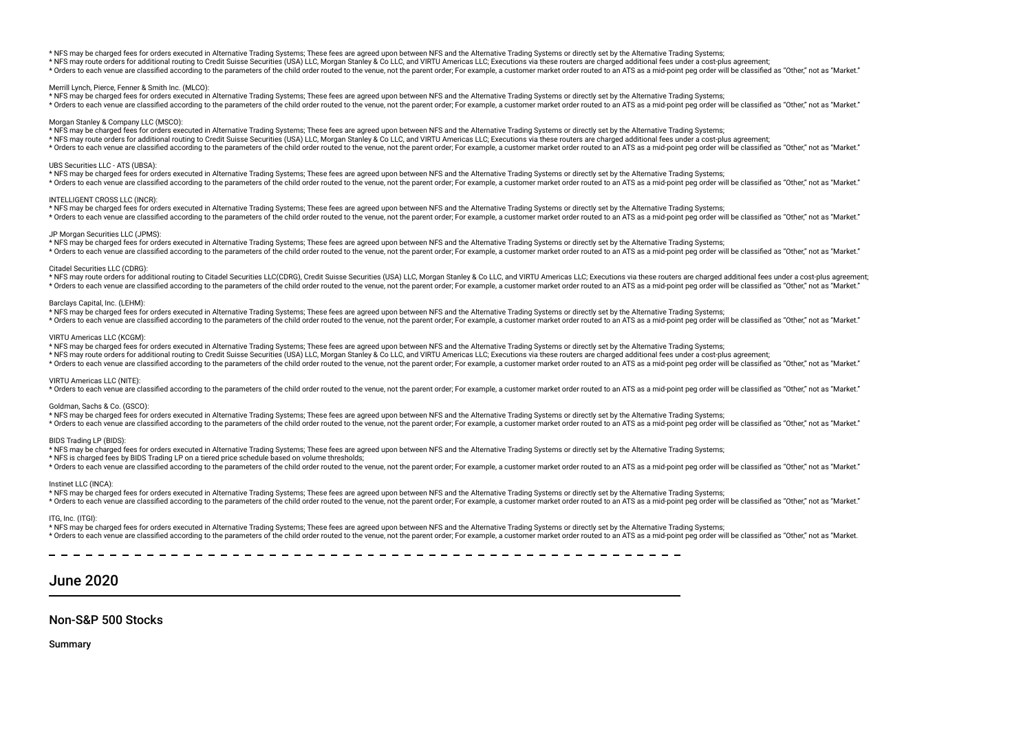* NFS may be charged fees for orders executed in Alternative Trading Systems; These fees are agreed upon between NFS and the Alternative Trading Systems or directly set by the Alternative Trading Systems;
* NFS may route orders for additional routing to Credit Suisse Securities (USA) LLC, Morgan Stanley & Co LLC, and VIRTU Americas LLC; Executions via these routers are charged additional fees under a cost-plus agreement;
* Orders to each venue are classified according to the parameters of the child order routed to the venue, not the parent order; For example, a customer market order routed to an ATS as a mid-point peg order will be classified as "Other," not as "Market."

Merrill Lynch, Pierce, Fenner & Smith Inc. (MLCO):

* NFS may be charged fees for orders executed in Alternative Trading Systems; These fees are agreed upon between NFS and the Alternative Trading Systems or directly set by the Alternative Trading Systems;
* Orders to each venue are classified according to the parameters of the child order routed to the venue, not the parent order; For example, a customer market order routed to an ATS as a mid-point peg order will be classified as "Other," not as "Market."

Morgan Stanley & Company LLC (MSCO):

* NFS may be charged fees for orders executed in Alternative Trading Systems; These fees are agreed upon between NFS and the Alternative Trading Systems or directly set by the Alternative Trading Systems;
* NFS may route orders for additional routing to Credit Suisse Securities (USA) LLC, Morgan Stanley & Co LLC, and VIRTU Americas LLC; Executions via these routers are charged additional fees under a cost-plus agreement;
* Orders to each venue are classified according to the parameters of the child order routed to the venue, not the parent order; For example, a customer market order routed to an ATS as a mid-point peg order will be classified as "Other," not as "Market."

UBS Securities LLC - ATS (UBSA):

* NFS may be charged fees for orders executed in Alternative Trading Systems; These fees are agreed upon between NFS and the Alternative Trading Systems or directly set by the Alternative Trading Systems;
* Orders to each venue are classified according to the parameters of the child order routed to the venue, not the parent order; For example, a customer market order routed to an ATS as a mid-point peg order will be classified as "Other," not as "Market."

INTELLIGENT CROSS LLC (INCR):

* NFS may be charged fees for orders executed in Alternative Trading Systems; These fees are agreed upon between NFS and the Alternative Trading Systems or directly set by the Alternative Trading Systems;
* Orders to each venue are classified according to the parameters of the child order routed to the venue, not the parent order; For example, a customer market order routed to an ATS as a mid-point peg order will be classified as "Other," not as "Market."

JP Morgan Securities LLC (JPMS):

* NFS may be charged fees for orders executed in Alternative Trading Systems; These fees are agreed upon between NFS and the Alternative Trading Systems or directly set by the Alternative Trading Systems;
* Orders to each venue are classified according to the parameters of the child order routed to the venue, not the parent order; For example, a customer market order routed to an ATS as a mid-point peg order will be classified as "Other," not as "Market."

Citadel Securities LLC (CDRG):

* NFS may route orders for additional routing to Citadel Securities LLC(CDRG), Credit Suisse Securities (USA) LLC, Morgan Stanley & Co LLC, and VIRTU Americas LLC; Executions via these routers are charged additional fees under a cost-plus agreement;
* Orders to each venue are classified according to the parameters of the child order routed to the venue, not the parent order; For example, a customer market order routed to an ATS as a mid-point peg order will be classified as "Other," not as "Market."

Barclays Capital, Inc. (LEHM):

* NFS may be charged fees for orders executed in Alternative Trading Systems; These fees are agreed upon between NFS and the Alternative Trading Systems or directly set by the Alternative Trading Systems;
* Orders to each venue are classified according to the parameters of the child order routed to the venue, not the parent order; For example, a customer market order routed to an ATS as a mid-point peg order will be classified as "Other," not as "Market."

VIRTU Americas LLC (KCGM):

* NFS may be charged fees for orders executed in Alternative Trading Systems; These fees are agreed upon between NFS and the Alternative Trading Systems or directly set by the Alternative Trading Systems;
* NFS may route orders for additional routing to Credit Suisse Securities (USA) LLC, Morgan Stanley & Co LLC, and VIRTU Americas LLC; Executions via these routers are charged additional fees under a cost-plus agreement;
* Orders to each venue are classified according to the parameters of the child order routed to the venue, not the parent order; For example, a customer market order routed to an ATS as a mid-point peg order will be classified as "Other," not as "Market."

VIRTU Americas LLC (NITE):

* Orders to each venue are classified according to the parameters of the child order routed to the venue, not the parent order; For example, a customer market order routed to an ATS as a mid-point peg order will be classified as "Other," not as "Market."

Goldman, Sachs & Co. (GSCO):

* NFS may be charged fees for orders executed in Alternative Trading Systems; These fees are agreed upon between NFS and the Alternative Trading Systems or directly set by the Alternative Trading Systems;
* Orders to each venue are classified according to the parameters of the child order routed to the venue, not the parent order; For example, a customer market order routed to an ATS as a mid-point peg order will be classified as "Other," not as "Market."

BIDS Trading LP (BIDS):

* NFS may be charged fees for orders executed in Alternative Trading Systems; These fees are agreed upon between NFS and the Alternative Trading Systems or directly set by the Alternative Trading Systems;
* NFS is charged fees by BIDS Trading LP on a tiered price schedule based on volume thresholds;
* Orders to each venue are classified according to the parameters of the child order routed to the venue, not the parent order; For example, a customer market order routed to an ATS as a mid-point peg order will be classified as "Other," not as "Market."

Instinet LLC (INCA):

* NFS may be charged fees for orders executed in Alternative Trading Systems; These fees are agreed upon between NFS and the Alternative Trading Systems or directly set by the Alternative Trading Systems;
* Orders to each venue are classified according to the parameters of the child order routed to the venue, not the parent order; For example, a customer market order routed to an ATS as a mid-point peg order will be classified as "Other," not as "Market."

ITG, Inc. (ITGI):

* NFS may be charged fees for orders executed in Alternative Trading Systems; These fees are agreed upon between NFS and the Alternative Trading Systems or directly set by the Alternative Trading Systems;
* Orders to each venue are classified according to the parameters of the child order routed to the venue, not the parent order; For example, a customer market order routed to an ATS as a mid-point peg order will be classified as "Other," not as "Market.

---

## June 2020

### Non-S&P 500 Stocks

**Summary**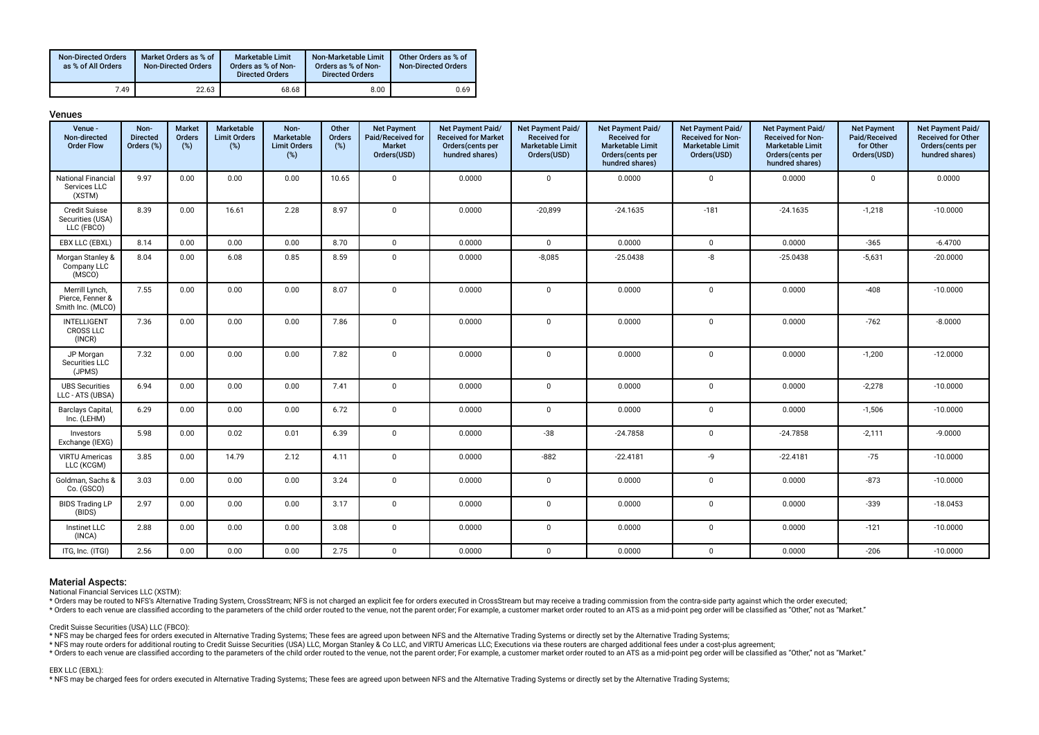| Non-Directed Orders as % of All Orders | Market Orders as % of Non-Directed Orders | Marketable Limit Orders as % of Non-Directed Orders | Non-Marketable Limit Orders as % of Non-Directed Orders | Other Orders as % of Non-Directed Orders |
|---|---|---|---|---|
| 7.49 | 22.63 | 68.68 | 8.00 | 0.69 |

### Venues

| Venue - Non-directed Order Flow | Non-Directed Orders (%) | Market Orders (%) | Marketable Limit Orders (%) | Non-Marketable Limit Orders (%) | Other Orders (%) | Net Payment Paid/Received for Market Orders(USD) | Net Payment Paid/Received for Market Orders(cents per hundred shares) | Net Payment Paid/Received for Marketable Limit Orders(USD) | Net Payment Paid/Received for Marketable Limit Orders(cents per hundred shares) | Net Payment Paid/Received for Non-Marketable Limit Orders(USD) | Net Payment Paid/Received for Non-Marketable Limit Orders(cents per hundred shares) | Net Payment Paid/Received for Other Orders(USD) | Net Payment Paid/Received for Other Orders(cents per hundred shares) |
|---|---|---|---|---|---|---|---|---|---|---|---|---|---|
| National Financial Services LLC (XSTM) | 9.97 | 0.00 | 0.00 | 0.00 | 10.65 | 0 | 0.0000 | 0 | 0.0000 | 0 | 0.0000 | 0 | 0.0000 |
| Credit Suisse Securities (USA) LLC (FBCO) | 8.39 | 0.00 | 16.61 | 2.28 | 8.97 | 0 | 0.0000 | -20,899 | -24.1635 | -181 | -24.1635 | -1,218 | -10.0000 |
| EBX LLC (EBXL) | 8.14 | 0.00 | 0.00 | 0.00 | 8.70 | 0 | 0.0000 | 0 | 0.0000 | 0 | 0.0000 | -365 | -6.4700 |
| Morgan Stanley & Company LLC (MSCO) | 8.04 | 0.00 | 6.08 | 0.85 | 8.59 | 0 | 0.0000 | -8,085 | -25.0438 | -8 | -25.0438 | -5,631 | -20.0000 |
| Merrill Lynch, Pierce, Fenner & Smith Inc. (MLCO) | 7.55 | 0.00 | 0.00 | 0.00 | 8.07 | 0 | 0.0000 | 0 | 0.0000 | 0 | 0.0000 | -408 | -10.0000 |
| INTELLIGENT CROSS LLC (INCR) | 7.36 | 0.00 | 0.00 | 0.00 | 7.86 | 0 | 0.0000 | 0 | 0.0000 | 0 | 0.0000 | -762 | -8.0000 |
| JP Morgan Securities LLC (JPMS) | 7.32 | 0.00 | 0.00 | 0.00 | 7.82 | 0 | 0.0000 | 0 | 0.0000 | 0 | 0.0000 | -1,200 | -12.0000 |
| UBS Securities LLC - ATS (UBSA) | 6.94 | 0.00 | 0.00 | 0.00 | 7.41 | 0 | 0.0000 | 0 | 0.0000 | 0 | 0.0000 | -2,278 | -10.0000 |
| Barclays Capital, Inc. (LEHM) | 6.29 | 0.00 | 0.00 | 0.00 | 6.72 | 0 | 0.0000 | 0 | 0.0000 | 0 | 0.0000 | -1,506 | -10.0000 |
| Investors Exchange (IEXG) | 5.98 | 0.00 | 0.02 | 0.01 | 6.39 | 0 | 0.0000 | -38 | -24.7858 | 0 | -24.7858 | -2,111 | -9.0000 |
| VIRTU Americas LLC (KCGM) | 3.85 | 0.00 | 14.79 | 2.12 | 4.11 | 0 | 0.0000 | -882 | -22.4181 | -9 | -22.4181 | -75 | -10.0000 |
| Goldman, Sachs & Co. (GSCO) | 3.03 | 0.00 | 0.00 | 0.00 | 3.24 | 0 | 0.0000 | 0 | 0.0000 | 0 | 0.0000 | -873 | -10.0000 |
| BIDS Trading LP (BIDS) | 2.97 | 0.00 | 0.00 | 0.00 | 3.17 | 0 | 0.0000 | 0 | 0.0000 | 0 | 0.0000 | -339 | -18.0453 |
| Instinet LLC (INCA) | 2.88 | 0.00 | 0.00 | 0.00 | 3.08 | 0 | 0.0000 | 0 | 0.0000 | 0 | 0.0000 | -121 | -10.0000 |
| ITG, Inc. (ITGI) | 2.56 | 0.00 | 0.00 | 0.00 | 2.75 | 0 | 0.0000 | 0 | 0.0000 | 0 | 0.0000 | -206 | -10.0000 |

### Material Aspects:

National Financial Services LLC (XSTM):

* Orders may be routed to NFS's Alternative Trading System, CrossStream; NFS is not charged an explicit fee for orders executed in CrossStream but may receive a trading commission from the contra-side party against which the order executed;
* Orders to each venue are classified according to the parameters of the child order routed to the venue, not the parent order; For example, a customer market order routed to an ATS as a mid-point peg order will be classified as "Other," not as "Market."

Credit Suisse Securities (USA) LLC (FBCO):

* NFS may be charged fees for orders executed in Alternative Trading Systems; These fees are agreed upon between NFS and the Alternative Trading Systems or directly set by the Alternative Trading Systems;
* NFS may route orders for additional routing to Credit Suisse Securities (USA) LLC, Morgan Stanley & Co LLC, and VIRTU Americas LLC; Executions via these routers are charged additional fees under a cost-plus agreement;
* Orders to each venue are classified according to the parameters of the child order routed to the venue, not the parent order; For example, a customer market order routed to an ATS as a mid-point peg order will be classified as "Other," not as "Market."

EBX LLC (EBXL):

* NFS may be charged fees for orders executed in Alternative Trading Systems; These fees are agreed upon between NFS and the Alternative Trading Systems or directly set by the Alternative Trading Systems;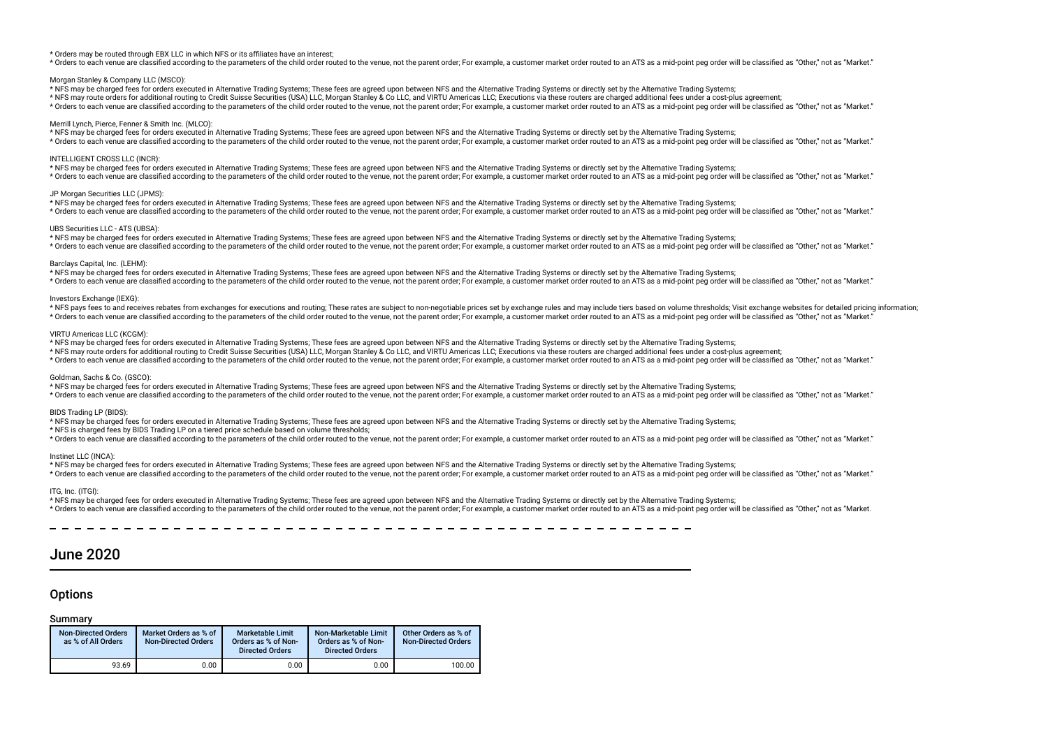* Orders may be routed through EBX LLC in which NFS or its affiliates have an interest;
* Orders to each venue are classified according to the parameters of the child order routed to the venue, not the parent order; For example, a customer market order routed to an ATS as a mid-point peg order will be classified as "Other," not as "Market."

Morgan Stanley & Company LLC (MSCO):

* NFS may be charged fees for orders executed in Alternative Trading Systems; These fees are agreed upon between NFS and the Alternative Trading Systems or directly set by the Alternative Trading Systems;
* NFS may route orders for additional routing to Credit Suisse Securities (USA) LLC, Morgan Stanley & Co LLC, and VIRTU Americas LLC; Executions via these routers are charged additional fees under a cost-plus agreement;
* Orders to each venue are classified according to the parameters of the child order routed to the venue, not the parent order; For example, a customer market order routed to an ATS as a mid-point peg order will be classified as "Other," not as "Market."

Merrill Lynch, Pierce, Fenner & Smith Inc. (MLCO):

* NFS may be charged fees for orders executed in Alternative Trading Systems; These fees are agreed upon between NFS and the Alternative Trading Systems or directly set by the Alternative Trading Systems;
* Orders to each venue are classified according to the parameters of the child order routed to the venue, not the parent order; For example, a customer market order routed to an ATS as a mid-point peg order will be classified as "Other," not as "Market."

INTELLIGENT CROSS LLC (INCR):

* NFS may be charged fees for orders executed in Alternative Trading Systems; These fees are agreed upon between NFS and the Alternative Trading Systems or directly set by the Alternative Trading Systems;
* Orders to each venue are classified according to the parameters of the child order routed to the venue, not the parent order; For example, a customer market order routed to an ATS as a mid-point peg order will be classified as "Other," not as "Market."

JP Morgan Securities LLC (JPMS):

* NFS may be charged fees for orders executed in Alternative Trading Systems; These fees are agreed upon between NFS and the Alternative Trading Systems or directly set by the Alternative Trading Systems;
* Orders to each venue are classified according to the parameters of the child order routed to the venue, not the parent order; For example, a customer market order routed to an ATS as a mid-point peg order will be classified as "Other," not as "Market."

UBS Securities LLC - ATS (UBSA):

* NFS may be charged fees for orders executed in Alternative Trading Systems; These fees are agreed upon between NFS and the Alternative Trading Systems or directly set by the Alternative Trading Systems;
* Orders to each venue are classified according to the parameters of the child order routed to the venue, not the parent order; For example, a customer market order routed to an ATS as a mid-point peg order will be classified as "Other," not as "Market."

Barclays Capital, Inc. (LEHM):

* NFS may be charged fees for orders executed in Alternative Trading Systems; These fees are agreed upon between NFS and the Alternative Trading Systems or directly set by the Alternative Trading Systems;
* Orders to each venue are classified according to the parameters of the child order routed to the venue, not the parent order; For example, a customer market order routed to an ATS as a mid-point peg order will be classified as "Other," not as "Market."

Investors Exchange (IEXG):

* NFS pays fees to and receives rebates from exchanges for executions and routing; These rates are subject to non-negotiable prices set by exchange rules and may include tiers based on volume thresholds; Visit exchange websites for detailed pricing information;
* Orders to each venue are classified according to the parameters of the child order routed to the venue, not the parent order; For example, a customer market order routed to an ATS as a mid-point peg order will be classified as "Other," not as "Market."

VIRTU Americas LLC (KCGM):

* NFS may be charged fees for orders executed in Alternative Trading Systems; These fees are agreed upon between NFS and the Alternative Trading Systems or directly set by the Alternative Trading Systems;
* NFS may route orders for additional routing to Credit Suisse Securities (USA) LLC, Morgan Stanley & Co LLC, and VIRTU Americas LLC; Executions via these routers are charged additional fees under a cost-plus agreement;
* Orders to each venue are classified according to the parameters of the child order routed to the venue, not the parent order; For example, a customer market order routed to an ATS as a mid-point peg order will be classified as "Other," not as "Market."

Goldman, Sachs & Co. (GSCO):

* NFS may be charged fees for orders executed in Alternative Trading Systems; These fees are agreed upon between NFS and the Alternative Trading Systems or directly set by the Alternative Trading Systems;
* Orders to each venue are classified according to the parameters of the child order routed to the venue, not the parent order; For example, a customer market order routed to an ATS as a mid-point peg order will be classified as "Other," not as "Market."

BIDS Trading LP (BIDS):

* NFS may be charged fees for orders executed in Alternative Trading Systems; These fees are agreed upon between NFS and the Alternative Trading Systems or directly set by the Alternative Trading Systems;
* NFS is charged fees by BIDS Trading LP on a tiered price schedule based on volume thresholds;
* Orders to each venue are classified according to the parameters of the child order routed to the venue, not the parent order; For example, a customer market order routed to an ATS as a mid-point peg order will be classified as "Other," not as "Market."

Instinet LLC (INCA):

* NFS may be charged fees for orders executed in Alternative Trading Systems; These fees are agreed upon between NFS and the Alternative Trading Systems or directly set by the Alternative Trading Systems;
* Orders to each venue are classified according to the parameters of the child order routed to the venue, not the parent order; For example, a customer market order routed to an ATS as a mid-point peg order will be classified as "Other," not as "Market."

ITG, Inc. (ITGI):

* NFS may be charged fees for orders executed in Alternative Trading Systems; These fees are agreed upon between NFS and the Alternative Trading Systems or directly set by the Alternative Trading Systems;
* Orders to each venue are classified according to the parameters of the child order routed to the venue, not the parent order; For example, a customer market order routed to an ATS as a mid-point peg order will be classified as "Other," not as "Market.

# June 2020

## Options

### Summary

| Non-Directed Orders as % of All Orders | Market Orders as % of Non-Directed Orders | Marketable Limit Orders as % of Non-Directed Orders | Non-Marketable Limit Orders as % of Non-Directed Orders | Other Orders as % of Non-Directed Orders |
|---|---|---|---|---|
| 93.69 | 0.00 | 0.00 | 0.00 | 100.00 |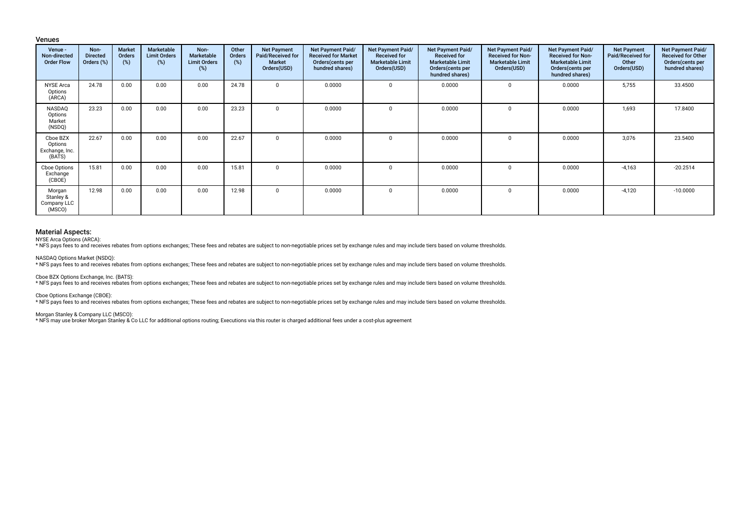### Venues

| Venue - Non-directed Order Flow | Non-Directed Orders (%) | Market Orders (%) | Marketable Limit Orders (%) | Non-Marketable Limit Orders (%) | Other Orders (%) | Net Payment Paid/Received for Market Orders(USD) | Net Payment Paid/ Received for Market Orders(cents per hundred shares) | Net Payment Paid/ Received for Marketable Limit Orders(USD) | Net Payment Paid/ Received for Marketable Limit Orders(cents per hundred shares) | Net Payment Paid/ Received for Non-Marketable Limit Orders(USD) | Net Payment Paid/ Received for Non-Marketable Limit Orders(cents per hundred shares) | Net Payment Paid/Received for Other Orders(USD) | Net Payment Paid/ Received for Other Orders(cents per hundred shares) |
|---|---|---|---|---|---|---|---|---|---|---|---|---|---|
| NYSE Arca Options (ARCA) | 24.78 | 0.00 | 0.00 | 0.00 | 24.78 | 0 | 0.0000 | 0 | 0.0000 | 0 | 0.0000 | 5,755 | 33.4500 |
| NASDAQ Options Market (NSDQ) | 23.23 | 0.00 | 0.00 | 0.00 | 23.23 | 0 | 0.0000 | 0 | 0.0000 | 0 | 0.0000 | 1,693 | 17.8400 |
| Cboe BZX Options Exchange, Inc. (BATS) | 22.67 | 0.00 | 0.00 | 0.00 | 22.67 | 0 | 0.0000 | 0 | 0.0000 | 0 | 0.0000 | 3,076 | 23.5400 |
| Cboe Options Exchange (CBOE) | 15.81 | 0.00 | 0.00 | 0.00 | 15.81 | 0 | 0.0000 | 0 | 0.0000 | 0 | 0.0000 | -4,163 | -20.2514 |
| Morgan Stanley & Company LLC (MSCO) | 12.98 | 0.00 | 0.00 | 0.00 | 12.98 | 0 | 0.0000 | 0 | 0.0000 | 0 | 0.0000 | -4,120 | -10.0000 |

### Material Aspects:

NYSE Arca Options (ARCA):
* NFS pays fees to and receives rebates from options exchanges; These fees and rebates are subject to non-negotiable prices set by exchange rules and may include tiers based on volume thresholds.

NASDAQ Options Market (NSDQ):
* NFS pays fees to and receives rebates from options exchanges; These fees and rebates are subject to non-negotiable prices set by exchange rules and may include tiers based on volume thresholds.

Cboe BZX Options Exchange, Inc. (BATS):
* NFS pays fees to and receives rebates from options exchanges; These fees and rebates are subject to non-negotiable prices set by exchange rules and may include tiers based on volume thresholds.

Cboe Options Exchange (CBOE):
* NFS pays fees to and receives rebates from options exchanges; These fees and rebates are subject to non-negotiable prices set by exchange rules and may include tiers based on volume thresholds.

Morgan Stanley & Company LLC (MSCO):
* NFS may use broker Morgan Stanley & Co LLC for additional options routing; Executions via this router is charged additional fees under a cost-plus agreement